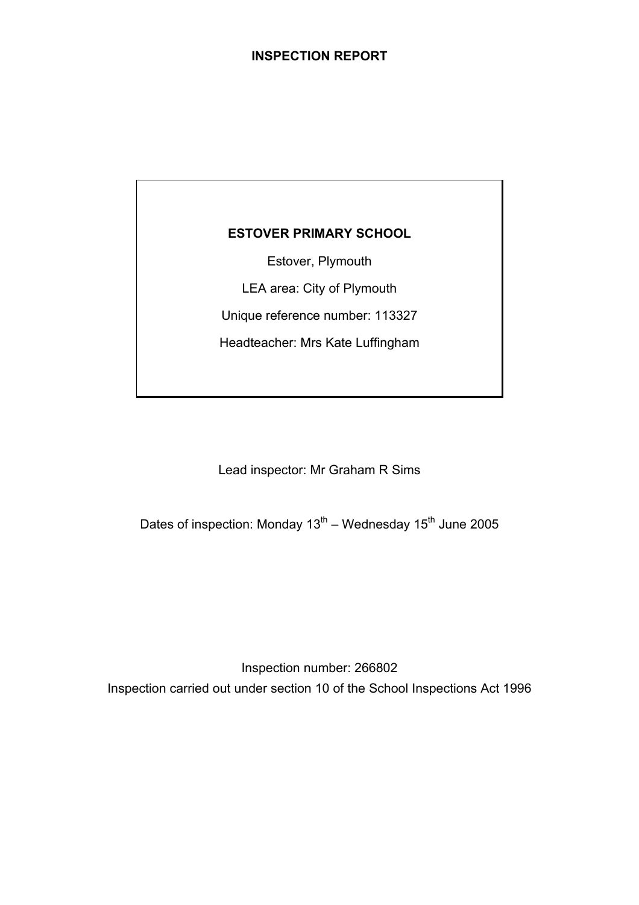# INSPECTION REPORT

**ESTOVER PRIMARY SCHOOL**

Estover, Plymouth

LEA area: City of Plymouth

Unique reference number: 113327

Headteacher: Mrs Kate Luffingham

Lead inspector: Mr Graham R Sims

Dates of inspection: Monday 13th – Wednesday 15th June 2005

Inspection number: 266802

Inspection carried out under section 10 of the School Inspections Act 1996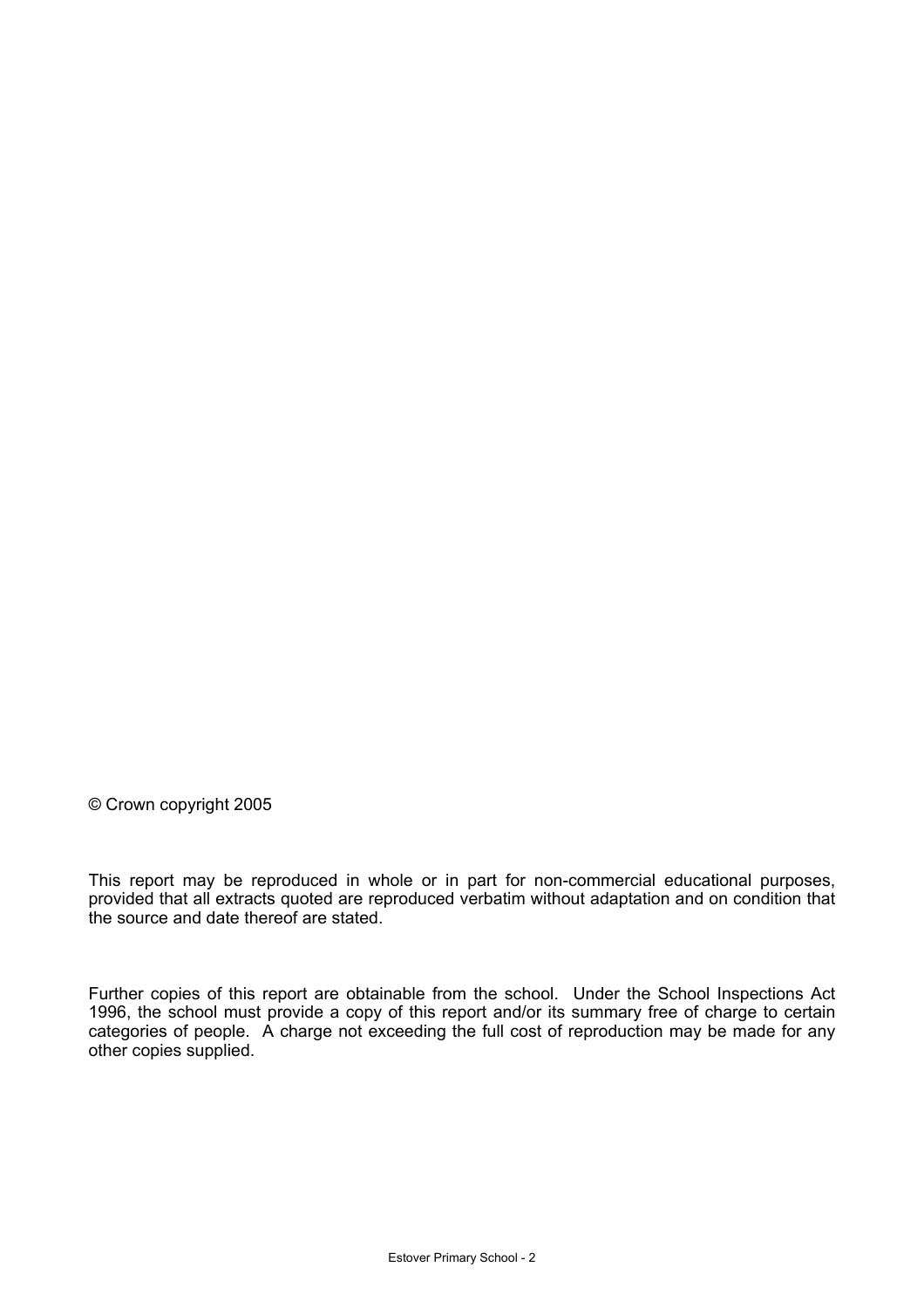© Crown copyright 2005

This report may be reproduced in whole or in part for non-commercial educational purposes, provided that all extracts quoted are reproduced verbatim without adaptation and on condition that the source and date thereof are stated.

Further copies of this report are obtainable from the school. Under the School Inspections Act 1996, the school must provide a copy of this report and/or its summary free of charge to certain categories of people. A charge not exceeding the full cost of reproduction may be made for any other copies supplied.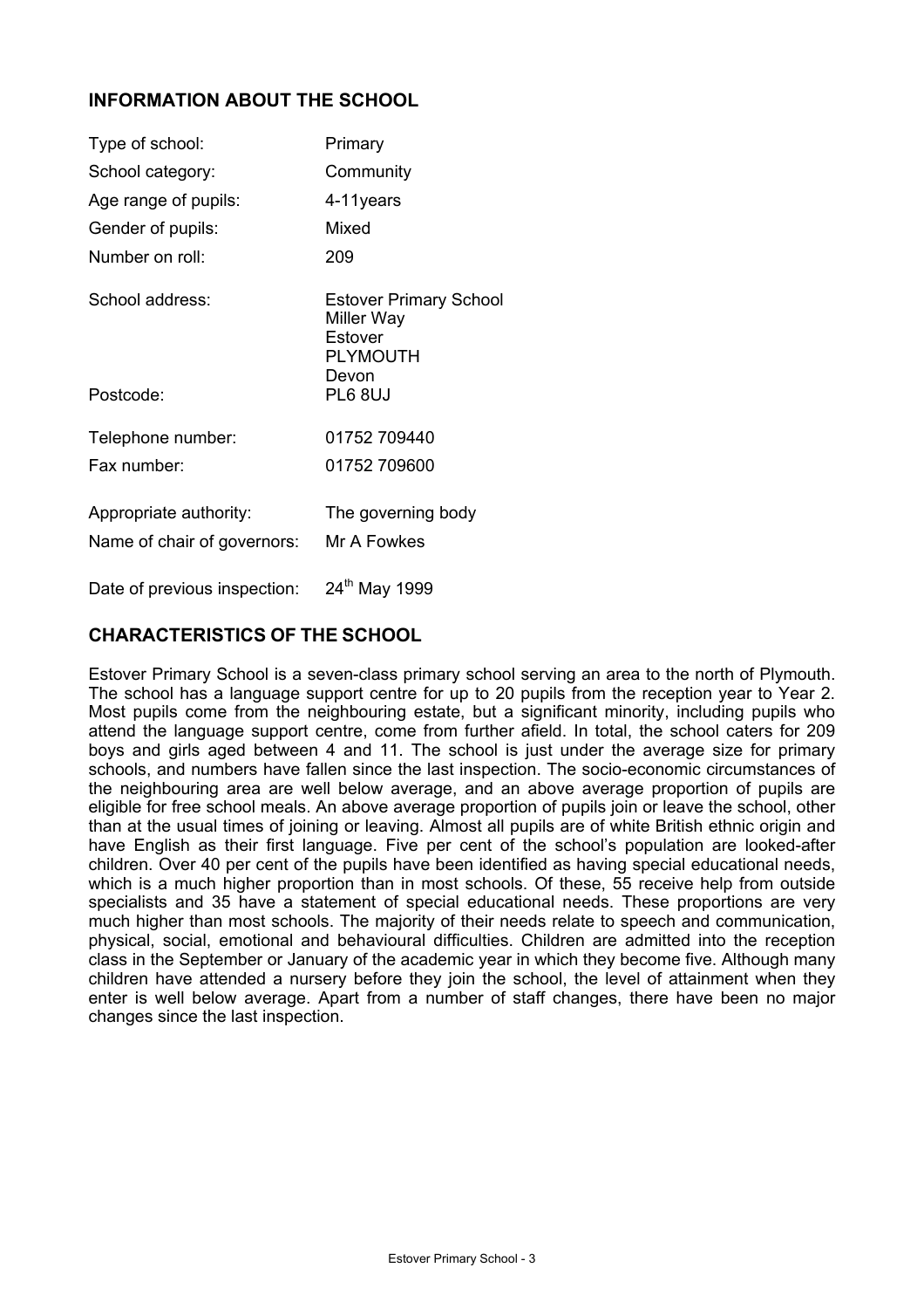## INFORMATION ABOUT THE SCHOOL

| | |
|---|---|
| Type of school: | Primary |
| School category: | Community |
| Age range of pupils: | 4-11years |
| Gender of pupils: | Mixed |
| Number on roll: | 209 |
| School address: | Estover Primary School<br>Miller Way<br>Estover<br>PLYMOUTH<br>Devon |
| Postcode: | PL6 8UJ |
| Telephone number: | 01752 709440 |
| Fax number: | 01752 709600 |
| Appropriate authority: | The governing body |
| Name of chair of governors: | Mr A Fowkes |
| Date of previous inspection: | 24th May 1999 |

## CHARACTERISTICS OF THE SCHOOL

Estover Primary School is a seven-class primary school serving an area to the north of Plymouth. The school has a language support centre for up to 20 pupils from the reception year to Year 2. Most pupils come from the neighbouring estate, but a significant minority, including pupils who attend the language support centre, come from further afield. In total, the school caters for 209 boys and girls aged between 4 and 11. The school is just under the average size for primary schools, and numbers have fallen since the last inspection. The socio-economic circumstances of the neighbouring area are well below average, and an above average proportion of pupils are eligible for free school meals. An above average proportion of pupils join or leave the school, other than at the usual times of joining or leaving. Almost all pupils are of white British ethnic origin and have English as their first language. Five per cent of the school's population are looked-after children. Over 40 per cent of the pupils have been identified as having special educational needs, which is a much higher proportion than in most schools. Of these, 55 receive help from outside specialists and 35 have a statement of special educational needs. These proportions are very much higher than most schools. The majority of their needs relate to speech and communication, physical, social, emotional and behavioural difficulties. Children are admitted into the reception class in the September or January of the academic year in which they become five. Although many children have attended a nursery before they join the school, the level of attainment when they enter is well below average. Apart from a number of staff changes, there have been no major changes since the last inspection.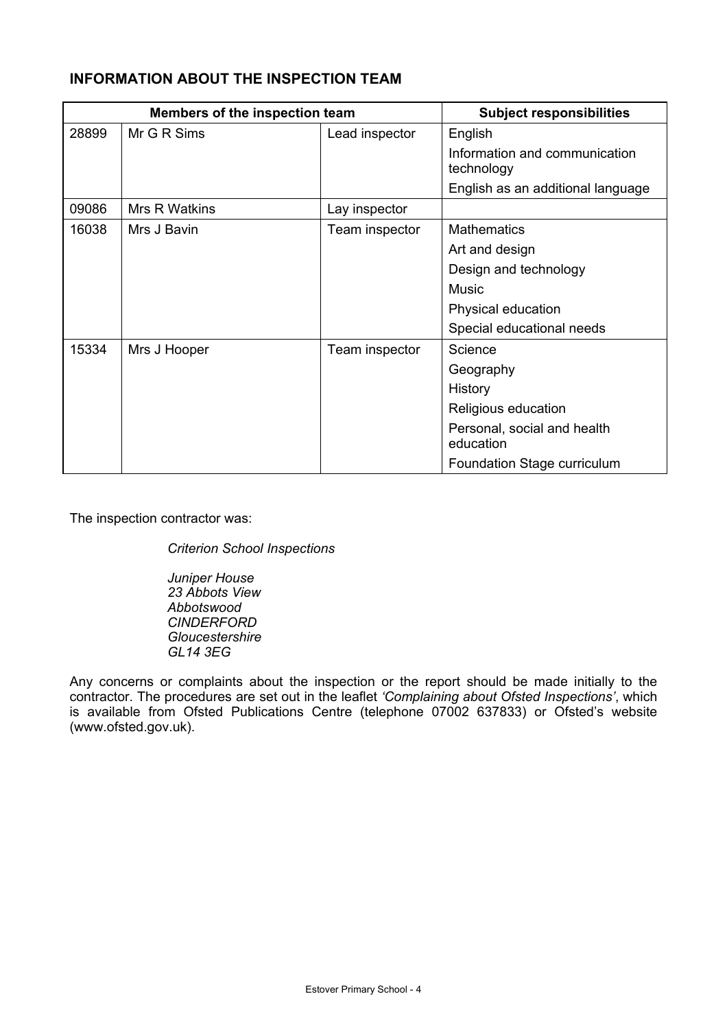## INFORMATION ABOUT THE INSPECTION TEAM

| Members of the inspection team | | | Subject responsibilities |
|---|---|---|---|
| 28899 | Mr G R Sims | Lead inspector | English |
| | | | Information and communication technology |
| | | | English as an additional language |
| 09086 | Mrs R Watkins | Lay inspector | |
| 16038 | Mrs J Bavin | Team inspector | Mathematics |
| | | | Art and design |
| | | | Design and technology |
| | | | Music |
| | | | Physical education |
| | | | Special educational needs |
| 15334 | Mrs J Hooper | Team inspector | Science |
| | | | Geography |
| | | | History |
| | | | Religious education |
| | | | Personal, social and health education |
| | | | Foundation Stage curriculum |

The inspection contractor was:

*Criterion School Inspections*

*Juniper House*
*23 Abbots View*
*Abbotswood*
*CINDERFORD*
*Gloucestershire*
*GL14 3EG*

Any concerns or complaints about the inspection or the report should be made initially to the contractor. The procedures are set out in the leaflet *'Complaining about Ofsted Inspections'*, which is available from Ofsted Publications Centre (telephone 07002 637833) or Ofsted's website (www.ofsted.gov.uk).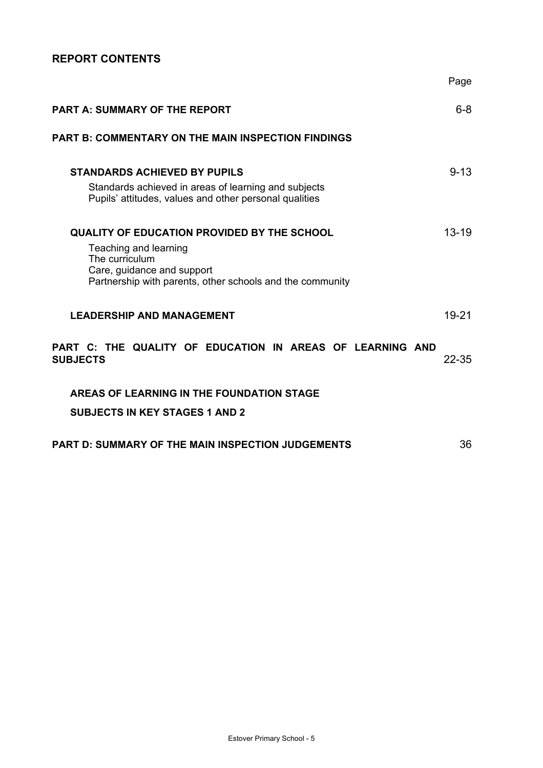## REPORT CONTENTS

| | Page |
|---|---|
| **PART A: SUMMARY OF THE REPORT** | 6-8 |
| **PART B: COMMENTARY ON THE MAIN INSPECTION FINDINGS** | |
| **STANDARDS ACHIEVED BY PUPILS** | 9-13 |
| Standards achieved in areas of learning and subjects | |
| Pupils' attitudes, values and other personal qualities | |
| **QUALITY OF EDUCATION PROVIDED BY THE SCHOOL** | 13-19 |
| Teaching and learning | |
| The curriculum | |
| Care, guidance and support | |
| Partnership with parents, other schools and the community | |
| **LEADERSHIP AND MANAGEMENT** | 19-21 |
| **PART C: THE QUALITY OF EDUCATION IN AREAS OF LEARNING AND SUBJECTS** | 22-35 |
| **AREAS OF LEARNING IN THE FOUNDATION STAGE** | |
| **SUBJECTS IN KEY STAGES 1 AND 2** | |
| **PART D: SUMMARY OF THE MAIN INSPECTION JUDGEMENTS** | 36 |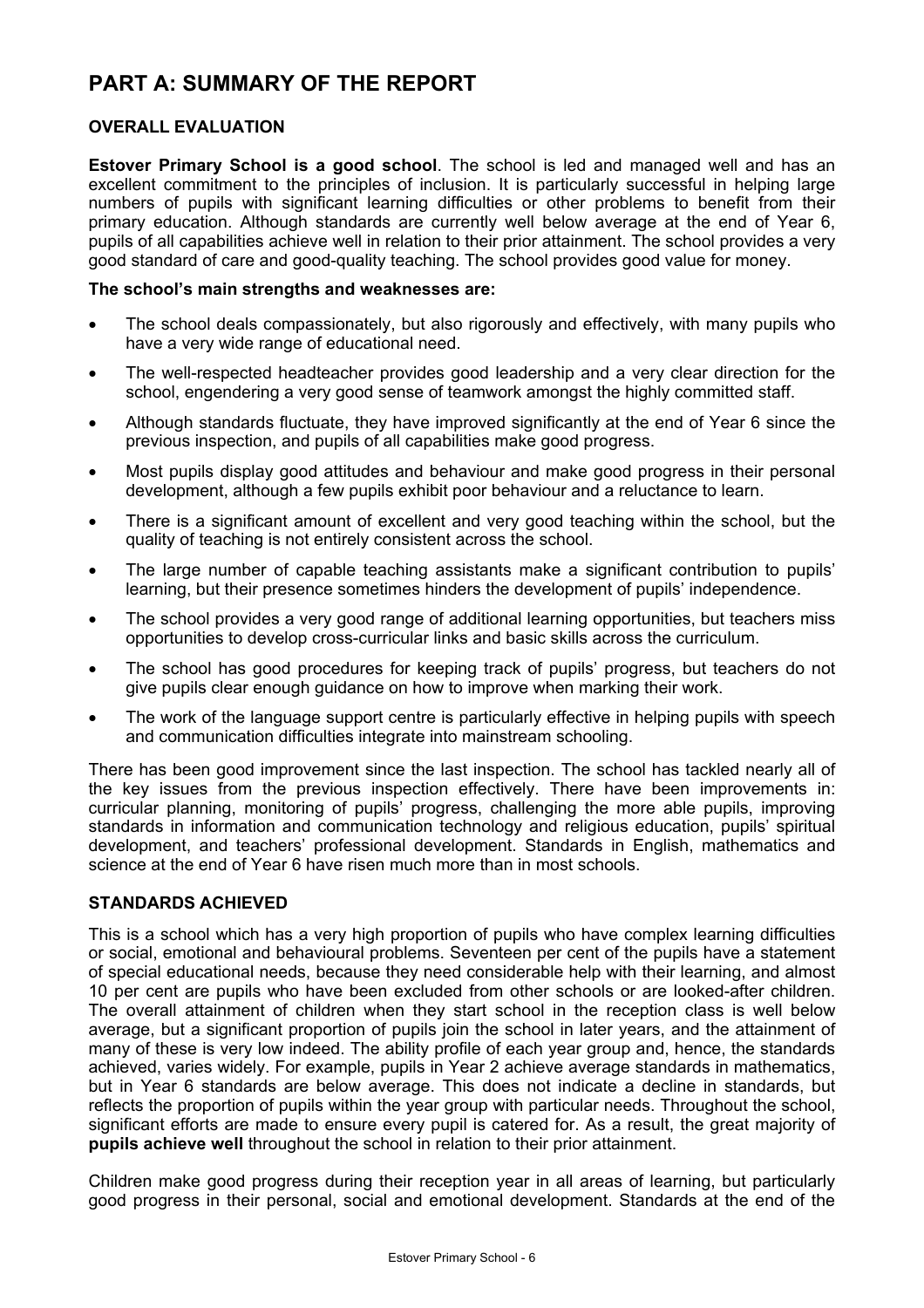# PART A: SUMMARY OF THE REPORT

## OVERALL EVALUATION

**Estover Primary School is a good school**. The school is led and managed well and has an excellent commitment to the principles of inclusion. It is particularly successful in helping large numbers of pupils with significant learning difficulties or other problems to benefit from their primary education. Although standards are currently well below average at the end of Year 6, pupils of all capabilities achieve well in relation to their prior attainment. The school provides a very good standard of care and good-quality teaching. The school provides good value for money.

**The school's main strengths and weaknesses are:**

- The school deals compassionately, but also rigorously and effectively, with many pupils who have a very wide range of educational need.
- The well-respected headteacher provides good leadership and a very clear direction for the school, engendering a very good sense of teamwork amongst the highly committed staff.
- Although standards fluctuate, they have improved significantly at the end of Year 6 since the previous inspection, and pupils of all capabilities make good progress.
- Most pupils display good attitudes and behaviour and make good progress in their personal development, although a few pupils exhibit poor behaviour and a reluctance to learn.
- There is a significant amount of excellent and very good teaching within the school, but the quality of teaching is not entirely consistent across the school.
- The large number of capable teaching assistants make a significant contribution to pupils' learning, but their presence sometimes hinders the development of pupils' independence.
- The school provides a very good range of additional learning opportunities, but teachers miss opportunities to develop cross-curricular links and basic skills across the curriculum.
- The school has good procedures for keeping track of pupils' progress, but teachers do not give pupils clear enough guidance on how to improve when marking their work.
- The work of the language support centre is particularly effective in helping pupils with speech and communication difficulties integrate into mainstream schooling.

There has been good improvement since the last inspection. The school has tackled nearly all of the key issues from the previous inspection effectively. There have been improvements in: curricular planning, monitoring of pupils' progress, challenging the more able pupils, improving standards in information and communication technology and religious education, pupils' spiritual development, and teachers' professional development. Standards in English, mathematics and science at the end of Year 6 have risen much more than in most schools.

## STANDARDS ACHIEVED

This is a school which has a very high proportion of pupils who have complex learning difficulties or social, emotional and behavioural problems. Seventeen per cent of the pupils have a statement of special educational needs, because they need considerable help with their learning, and almost 10 per cent are pupils who have been excluded from other schools or are looked-after children. The overall attainment of children when they start school in the reception class is well below average, but a significant proportion of pupils join the school in later years, and the attainment of many of these is very low indeed. The ability profile of each year group and, hence, the standards achieved, varies widely. For example, pupils in Year 2 achieve average standards in mathematics, but in Year 6 standards are below average. This does not indicate a decline in standards, but reflects the proportion of pupils within the year group with particular needs. Throughout the school, significant efforts are made to ensure every pupil is catered for. As a result, the great majority of **pupils achieve well** throughout the school in relation to their prior attainment.

Children make good progress during their reception year in all areas of learning, but particularly good progress in their personal, social and emotional development. Standards at the end of the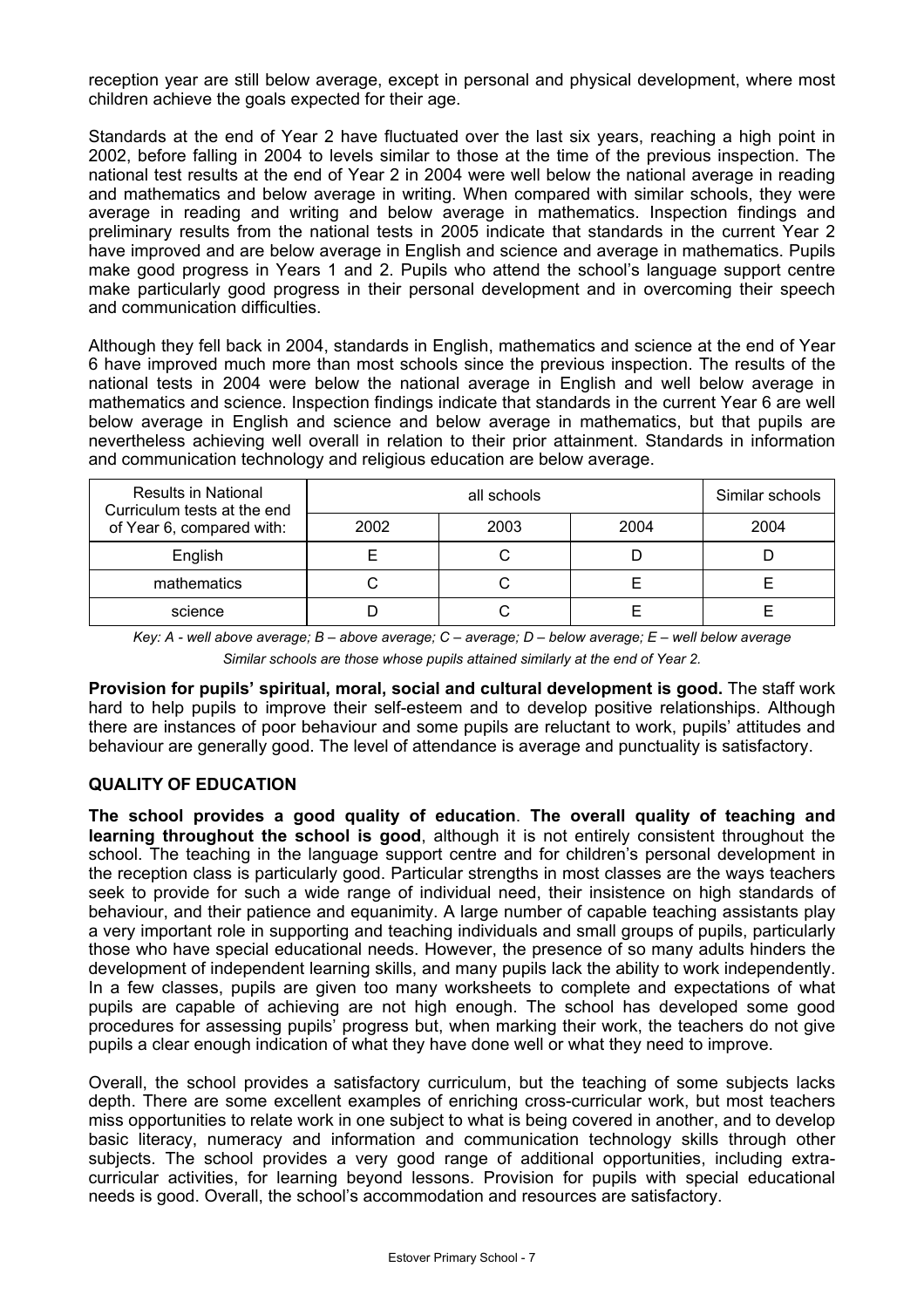reception year are still below average, except in personal and physical development, where most children achieve the goals expected for their age.

Standards at the end of Year 2 have fluctuated over the last six years, reaching a high point in 2002, before falling in 2004 to levels similar to those at the time of the previous inspection. The national test results at the end of Year 2 in 2004 were well below the national average in reading and mathematics and below average in writing. When compared with similar schools, they were average in reading and writing and below average in mathematics. Inspection findings and preliminary results from the national tests in 2005 indicate that standards in the current Year 2 have improved and are below average in English and science and average in mathematics. Pupils make good progress in Years 1 and 2. Pupils who attend the school's language support centre make particularly good progress in their personal development and in overcoming their speech and communication difficulties.

Although they fell back in 2004, standards in English, mathematics and science at the end of Year 6 have improved much more than most schools since the previous inspection. The results of the national tests in 2004 were below the national average in English and well below average in mathematics and science. Inspection findings indicate that standards in the current Year 6 are well below average in English and science and below average in mathematics, but that pupils are nevertheless achieving well overall in relation to their prior attainment. Standards in information and communication technology and religious education are below average.

| Results in National Curriculum tests at the end of Year 6, compared with: | all schools | | | Similar schools |
|---|---|---|---|---|
| | 2002 | 2003 | 2004 | 2004 |
| English | E | C | D | D |
| mathematics | C | C | E | E |
| science | D | C | E | E |

*Key: A - well above average; B – above average; C – average; D – below average; E – well below average*
*Similar schools are those whose pupils attained similarly at the end of Year 2.*

**Provision for pupils' spiritual, moral, social and cultural development is good.** The staff work hard to help pupils to improve their self-esteem and to develop positive relationships. Although there are instances of poor behaviour and some pupils are reluctant to work, pupils' attitudes and behaviour are generally good. The level of attendance is average and punctuality is satisfactory.

## QUALITY OF EDUCATION

**The school provides a good quality of education**. **The overall quality of teaching and learning throughout the school is good**, although it is not entirely consistent throughout the school. The teaching in the language support centre and for children's personal development in the reception class is particularly good. Particular strengths in most classes are the ways teachers seek to provide for such a wide range of individual need, their insistence on high standards of behaviour, and their patience and equanimity. A large number of capable teaching assistants play a very important role in supporting and teaching individuals and small groups of pupils, particularly those who have special educational needs. However, the presence of so many adults hinders the development of independent learning skills, and many pupils lack the ability to work independently. In a few classes, pupils are given too many worksheets to complete and expectations of what pupils are capable of achieving are not high enough. The school has developed some good procedures for assessing pupils' progress but, when marking their work, the teachers do not give pupils a clear enough indication of what they have done well or what they need to improve.

Overall, the school provides a satisfactory curriculum, but the teaching of some subjects lacks depth. There are some excellent examples of enriching cross-curricular work, but most teachers miss opportunities to relate work in one subject to what is being covered in another, and to develop basic literacy, numeracy and information and communication technology skills through other subjects. The school provides a very good range of additional opportunities, including extra-curricular activities, for learning beyond lessons. Provision for pupils with special educational needs is good. Overall, the school's accommodation and resources are satisfactory.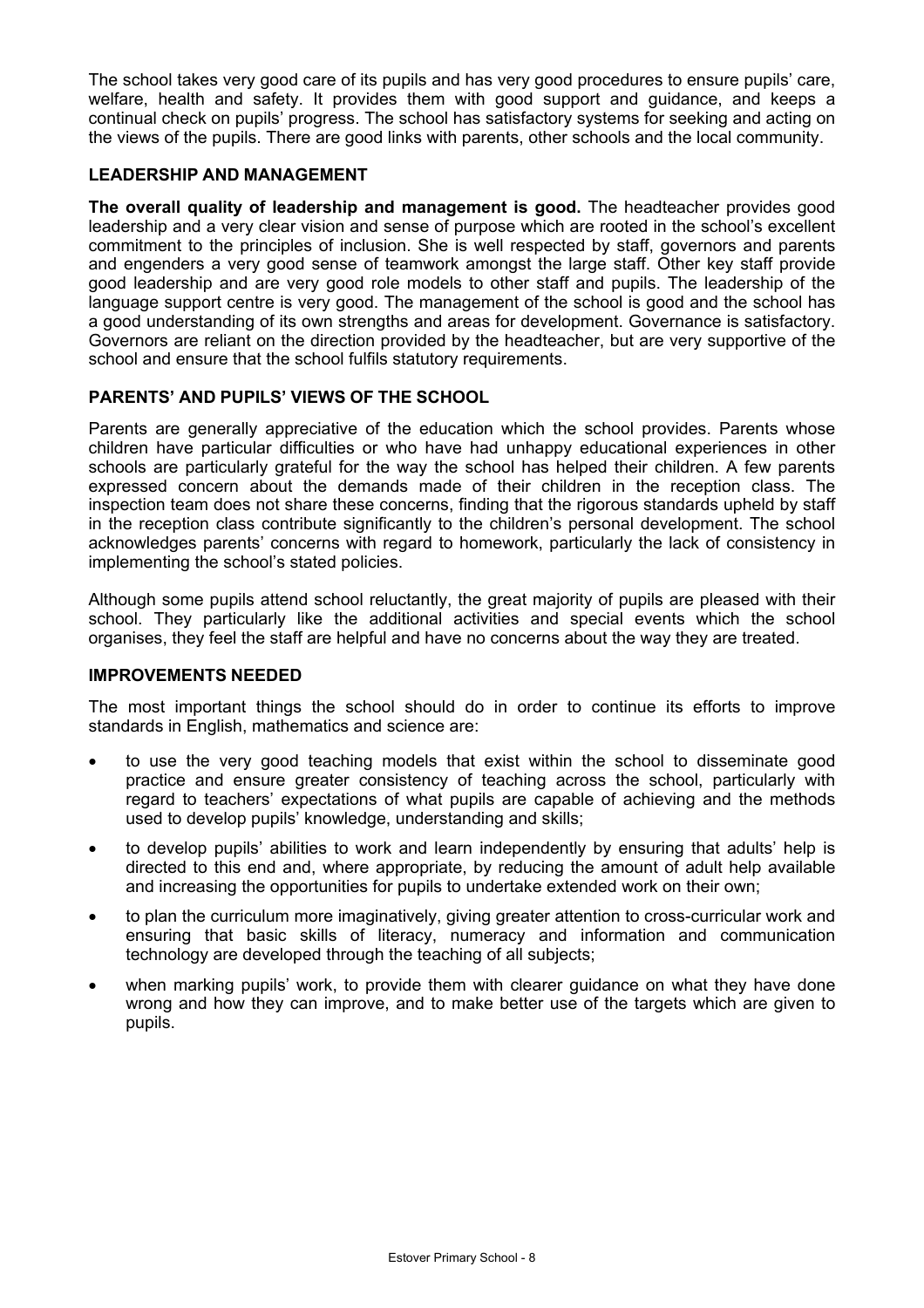The school takes very good care of its pupils and has very good procedures to ensure pupils' care, welfare, health and safety. It provides them with good support and guidance, and keeps a continual check on pupils' progress. The school has satisfactory systems for seeking and acting on the views of the pupils. There are good links with parents, other schools and the local community.

### LEADERSHIP AND MANAGEMENT

**The overall quality of leadership and management is good.** The headteacher provides good leadership and a very clear vision and sense of purpose which are rooted in the school's excellent commitment to the principles of inclusion. She is well respected by staff, governors and parents and engenders a very good sense of teamwork amongst the large staff. Other key staff provide good leadership and are very good role models to other staff and pupils. The leadership of the language support centre is very good. The management of the school is good and the school has a good understanding of its own strengths and areas for development. Governance is satisfactory. Governors are reliant on the direction provided by the headteacher, but are very supportive of the school and ensure that the school fulfils statutory requirements.

### PARENTS' AND PUPILS' VIEWS OF THE SCHOOL

Parents are generally appreciative of the education which the school provides. Parents whose children have particular difficulties or who have had unhappy educational experiences in other schools are particularly grateful for the way the school has helped their children. A few parents expressed concern about the demands made of their children in the reception class. The inspection team does not share these concerns, finding that the rigorous standards upheld by staff in the reception class contribute significantly to the children's personal development. The school acknowledges parents' concerns with regard to homework, particularly the lack of consistency in implementing the school's stated policies.

Although some pupils attend school reluctantly, the great majority of pupils are pleased with their school. They particularly like the additional activities and special events which the school organises, they feel the staff are helpful and have no concerns about the way they are treated.

### IMPROVEMENTS NEEDED

The most important things the school should do in order to continue its efforts to improve standards in English, mathematics and science are:

- to use the very good teaching models that exist within the school to disseminate good practice and ensure greater consistency of teaching across the school, particularly with regard to teachers' expectations of what pupils are capable of achieving and the methods used to develop pupils' knowledge, understanding and skills;
- to develop pupils' abilities to work and learn independently by ensuring that adults' help is directed to this end and, where appropriate, by reducing the amount of adult help available and increasing the opportunities for pupils to undertake extended work on their own;
- to plan the curriculum more imaginatively, giving greater attention to cross-curricular work and ensuring that basic skills of literacy, numeracy and information and communication technology are developed through the teaching of all subjects;
- when marking pupils' work, to provide them with clearer guidance on what they have done wrong and how they can improve, and to make better use of the targets which are given to pupils.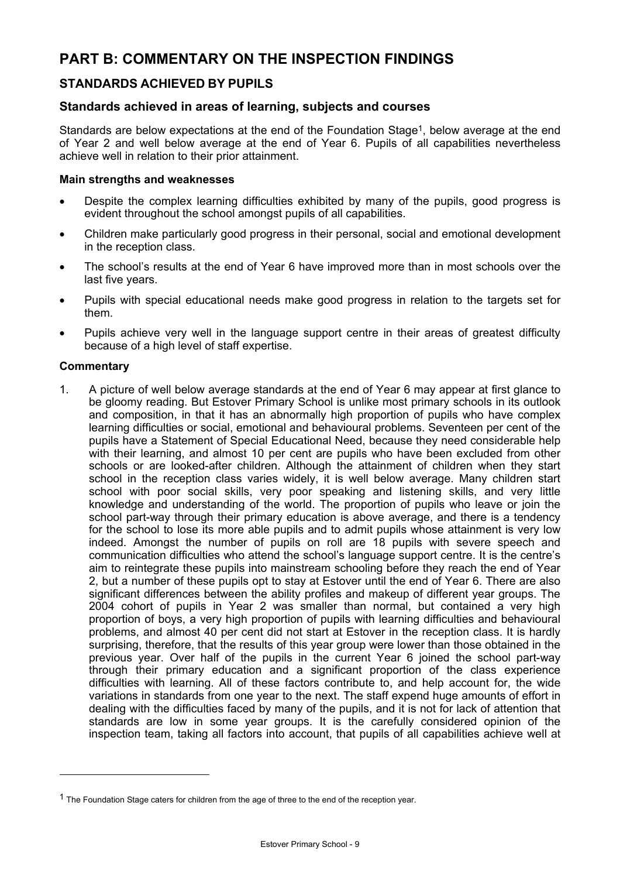# PART B: COMMENTARY ON THE INSPECTION FINDINGS

## STANDARDS ACHIEVED BY PUPILS

### Standards achieved in areas of learning, subjects and courses

Standards are below expectations at the end of the Foundation Stage[1], below average at the end of Year 2 and well below average at the end of Year 6. Pupils of all capabilities nevertheless achieve well in relation to their prior attainment.

**Main strengths and weaknesses**

- Despite the complex learning difficulties exhibited by many of the pupils, good progress is evident throughout the school amongst pupils of all capabilities.
- Children make particularly good progress in their personal, social and emotional development in the reception class.
- The school's results at the end of Year 6 have improved more than in most schools over the last five years.
- Pupils with special educational needs make good progress in relation to the targets set for them.
- Pupils achieve very well in the language support centre in their areas of greatest difficulty because of a high level of staff expertise.

**Commentary**

1. A picture of well below average standards at the end of Year 6 may appear at first glance to be gloomy reading. But Estover Primary School is unlike most primary schools in its outlook and composition, in that it has an abnormally high proportion of pupils who have complex learning difficulties or social, emotional and behavioural problems. Seventeen per cent of the pupils have a Statement of Special Educational Need, because they need considerable help with their learning, and almost 10 per cent are pupils who have been excluded from other schools or are looked-after children. Although the attainment of children when they start school in the reception class varies widely, it is well below average. Many children start school with poor social skills, very poor speaking and listening skills, and very little knowledge and understanding of the world. The proportion of pupils who leave or join the school part-way through their primary education is above average, and there is a tendency for the school to lose its more able pupils and to admit pupils whose attainment is very low indeed. Amongst the number of pupils on roll are 18 pupils with severe speech and communication difficulties who attend the school's language support centre. It is the centre's aim to reintegrate these pupils into mainstream schooling before they reach the end of Year 2, but a number of these pupils opt to stay at Estover until the end of Year 6. There are also significant differences between the ability profiles and makeup of different year groups. The 2004 cohort of pupils in Year 2 was smaller than normal, but contained a very high proportion of boys, a very high proportion of pupils with learning difficulties and behavioural problems, and almost 40 per cent did not start at Estover in the reception class. It is hardly surprising, therefore, that the results of this year group were lower than those obtained in the previous year. Over half of the pupils in the current Year 6 joined the school part-way through their primary education and a significant proportion of the class experience difficulties with learning. All of these factors contribute to, and help account for, the wide variations in standards from one year to the next. The staff expend huge amounts of effort in dealing with the difficulties faced by many of the pupils, and it is not for lack of attention that standards are low in some year groups. It is the carefully considered opinion of the inspection team, taking all factors into account, that pupils of all capabilities achieve well at

---

[1] The Foundation Stage caters for children from the age of three to the end of the reception year.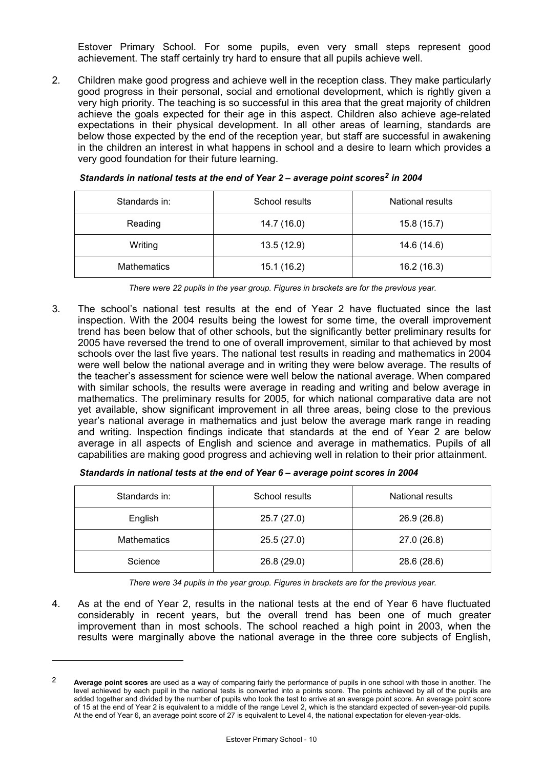Estover Primary School. For some pupils, even very small steps represent good achievement. The staff certainly try hard to ensure that all pupils achieve well.

2. Children make good progress and achieve well in the reception class. They make particularly good progress in their personal, social and emotional development, which is rightly given a very high priority. The teaching is so successful in this area that the great majority of children achieve the goals expected for their age in this aspect. Children also achieve age-related expectations in their physical development. In all other areas of learning, standards are below those expected by the end of the reception year, but staff are successful in awakening in the children an interest in what happens in school and a desire to learn which provides a very good foundation for their future learning.

***Standards in national tests at the end of Year 2 – average point scores[2] in 2004***

| Standards in: | School results | National results |
|---|---|---|
| Reading | 14.7 (16.0) | 15.8 (15.7) |
| Writing | 13.5 (12.9) | 14.6 (14.6) |
| Mathematics | 15.1 (16.2) | 16.2 (16.3) |

*There were 22 pupils in the year group. Figures in brackets are for the previous year.*

3. The school's national test results at the end of Year 2 have fluctuated since the last inspection. With the 2004 results being the lowest for some time, the overall improvement trend has been below that of other schools, but the significantly better preliminary results for 2005 have reversed the trend to one of overall improvement, similar to that achieved by most schools over the last five years. The national test results in reading and mathematics in 2004 were well below the national average and in writing they were below average. The results of the teacher's assessment for science were well below the national average. When compared with similar schools, the results were average in reading and writing and below average in mathematics. The preliminary results for 2005, for which national comparative data are not yet available, show significant improvement in all three areas, being close to the previous year's national average in mathematics and just below the average mark range in reading and writing. Inspection findings indicate that standards at the end of Year 2 are below average in all aspects of English and science and average in mathematics. Pupils of all capabilities are making good progress and achieving well in relation to their prior attainment.

***Standards in national tests at the end of Year 6 – average point scores in 2004***

| Standards in: | School results | National results |
|---|---|---|
| English | 25.7 (27.0) | 26.9 (26.8) |
| Mathematics | 25.5 (27.0) | 27.0 (26.8) |
| Science | 26.8 (29.0) | 28.6 (28.6) |

*There were 34 pupils in the year group. Figures in brackets are for the previous year.*

4. As at the end of Year 2, results in the national tests at the end of Year 6 have fluctuated considerably in recent years, but the overall trend has been one of much greater improvement than in most schools. The school reached a high point in 2003, when the results were marginally above the national average in the three core subjects of English,

---

[2] **Average point scores** are used as a way of comparing fairly the performance of pupils in one school with those in another. The level achieved by each pupil in the national tests is converted into a points score. The points achieved by all of the pupils are added together and divided by the number of pupils who took the test to arrive at an average point score. An average point score of 15 at the end of Year 2 is equivalent to a middle of the range Level 2, which is the standard expected of seven-year-old pupils. At the end of Year 6, an average point score of 27 is equivalent to Level 4, the national expectation for eleven-year-olds.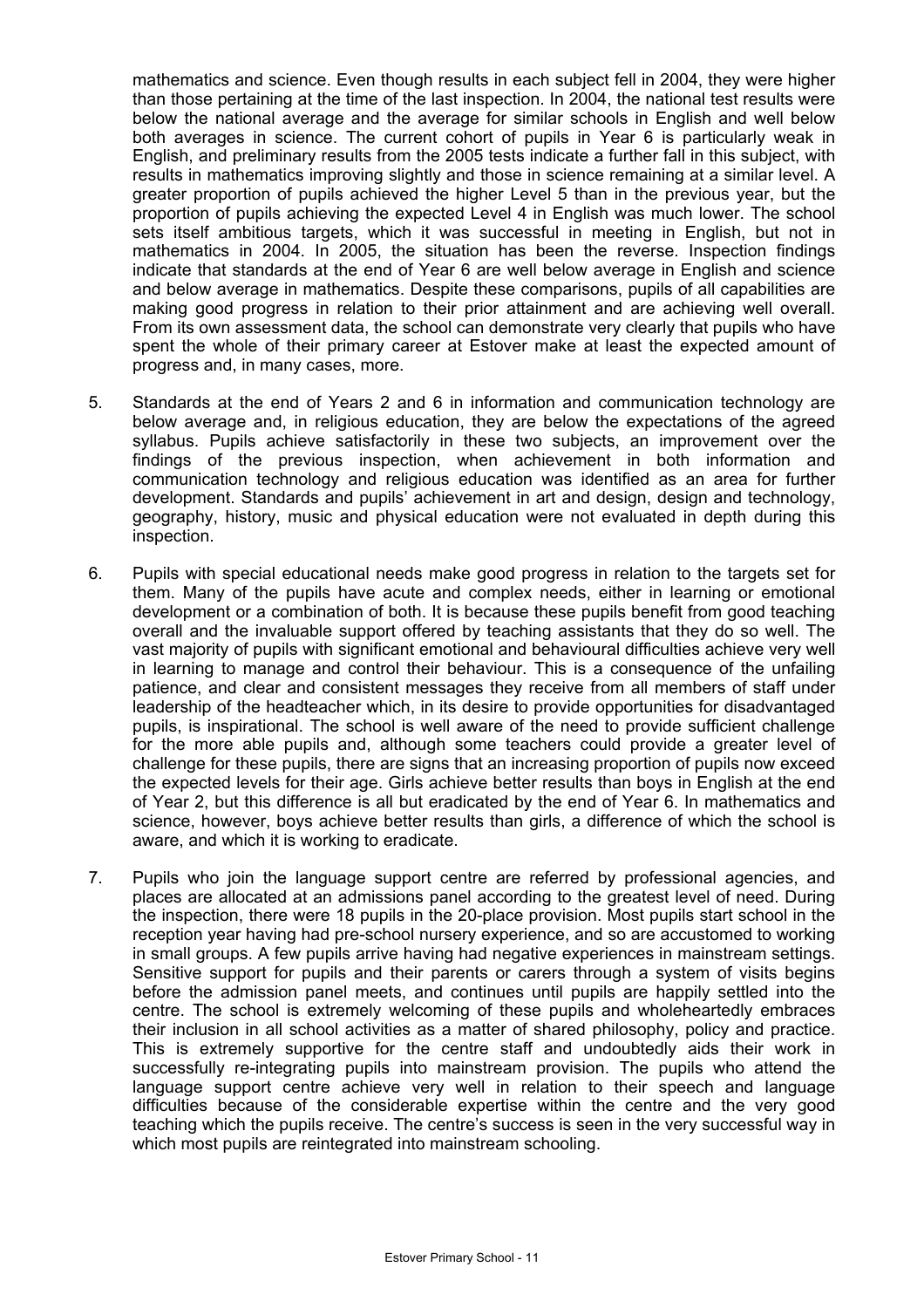mathematics and science. Even though results in each subject fell in 2004, they were higher than those pertaining at the time of the last inspection. In 2004, the national test results were below the national average and the average for similar schools in English and well below both averages in science. The current cohort of pupils in Year 6 is particularly weak in English, and preliminary results from the 2005 tests indicate a further fall in this subject, with results in mathematics improving slightly and those in science remaining at a similar level. A greater proportion of pupils achieved the higher Level 5 than in the previous year, but the proportion of pupils achieving the expected Level 4 in English was much lower. The school sets itself ambitious targets, which it was successful in meeting in English, but not in mathematics in 2004. In 2005, the situation has been the reverse. Inspection findings indicate that standards at the end of Year 6 are well below average in English and science and below average in mathematics. Despite these comparisons, pupils of all capabilities are making good progress in relation to their prior attainment and are achieving well overall. From its own assessment data, the school can demonstrate very clearly that pupils who have spent the whole of their primary career at Estover make at least the expected amount of progress and, in many cases, more.

5. Standards at the end of Years 2 and 6 in information and communication technology are below average and, in religious education, they are below the expectations of the agreed syllabus. Pupils achieve satisfactorily in these two subjects, an improvement over the findings of the previous inspection, when achievement in both information and communication technology and religious education was identified as an area for further development. Standards and pupils' achievement in art and design, design and technology, geography, history, music and physical education were not evaluated in depth during this inspection.

6. Pupils with special educational needs make good progress in relation to the targets set for them. Many of the pupils have acute and complex needs, either in learning or emotional development or a combination of both. It is because these pupils benefit from good teaching overall and the invaluable support offered by teaching assistants that they do so well. The vast majority of pupils with significant emotional and behavioural difficulties achieve very well in learning to manage and control their behaviour. This is a consequence of the unfailing patience, and clear and consistent messages they receive from all members of staff under leadership of the headteacher which, in its desire to provide opportunities for disadvantaged pupils, is inspirational. The school is well aware of the need to provide sufficient challenge for the more able pupils and, although some teachers could provide a greater level of challenge for these pupils, there are signs that an increasing proportion of pupils now exceed the expected levels for their age. Girls achieve better results than boys in English at the end of Year 2, but this difference is all but eradicated by the end of Year 6. In mathematics and science, however, boys achieve better results than girls, a difference of which the school is aware, and which it is working to eradicate.

7. Pupils who join the language support centre are referred by professional agencies, and places are allocated at an admissions panel according to the greatest level of need. During the inspection, there were 18 pupils in the 20-place provision. Most pupils start school in the reception year having had pre-school nursery experience, and so are accustomed to working in small groups. A few pupils arrive having had negative experiences in mainstream settings. Sensitive support for pupils and their parents or carers through a system of visits begins before the admission panel meets, and continues until pupils are happily settled into the centre. The school is extremely welcoming of these pupils and wholeheartedly embraces their inclusion in all school activities as a matter of shared philosophy, policy and practice. This is extremely supportive for the centre staff and undoubtedly aids their work in successfully re-integrating pupils into mainstream provision. The pupils who attend the language support centre achieve very well in relation to their speech and language difficulties because of the considerable expertise within the centre and the very good teaching which the pupils receive. The centre's success is seen in the very successful way in which most pupils are reintegrated into mainstream schooling.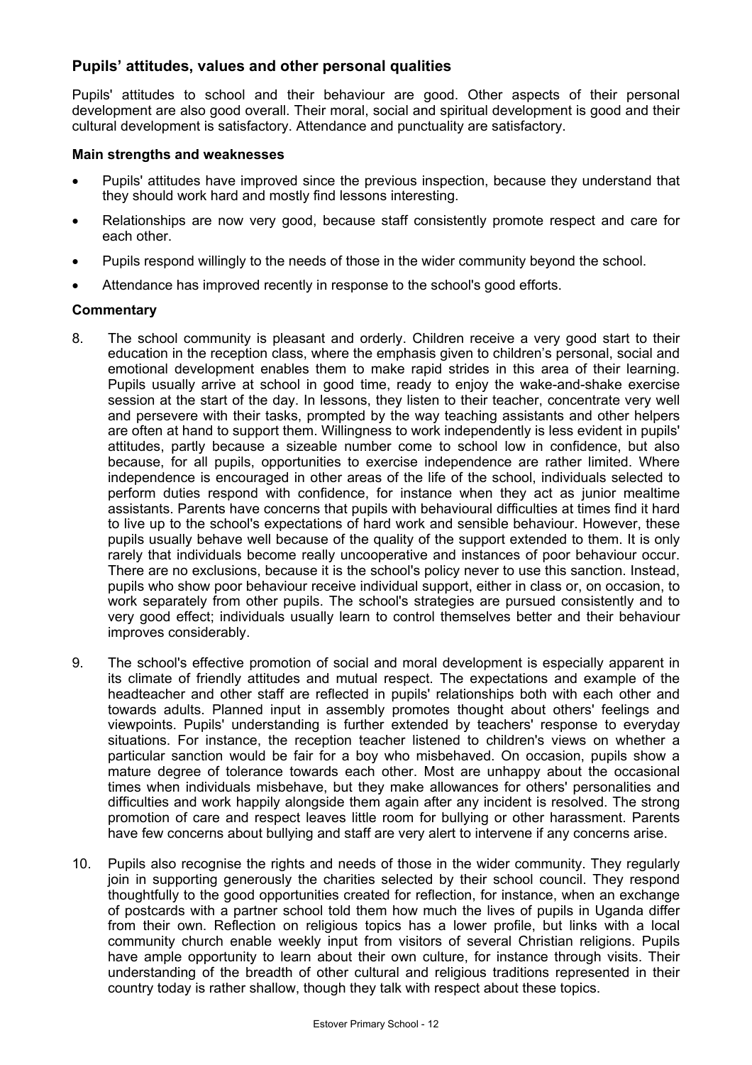## Pupils' attitudes, values and other personal qualities

Pupils' attitudes to school and their behaviour are good. Other aspects of their personal development are also good overall. Their moral, social and spiritual development is good and their cultural development is satisfactory. Attendance and punctuality are satisfactory.

### Main strengths and weaknesses

- Pupils' attitudes have improved since the previous inspection, because they understand that they should work hard and mostly find lessons interesting.
- Relationships are now very good, because staff consistently promote respect and care for each other.
- Pupils respond willingly to the needs of those in the wider community beyond the school.
- Attendance has improved recently in response to the school's good efforts.

### Commentary

8. The school community is pleasant and orderly. Children receive a very good start to their education in the reception class, where the emphasis given to children's personal, social and emotional development enables them to make rapid strides in this area of their learning. Pupils usually arrive at school in good time, ready to enjoy the wake-and-shake exercise session at the start of the day. In lessons, they listen to their teacher, concentrate very well and persevere with their tasks, prompted by the way teaching assistants and other helpers are often at hand to support them. Willingness to work independently is less evident in pupils' attitudes, partly because a sizeable number come to school low in confidence, but also because, for all pupils, opportunities to exercise independence are rather limited. Where independence is encouraged in other areas of the life of the school, individuals selected to perform duties respond with confidence, for instance when they act as junior mealtime assistants. Parents have concerns that pupils with behavioural difficulties at times find it hard to live up to the school's expectations of hard work and sensible behaviour. However, these pupils usually behave well because of the quality of the support extended to them. It is only rarely that individuals become really uncooperative and instances of poor behaviour occur. There are no exclusions, because it is the school's policy never to use this sanction. Instead, pupils who show poor behaviour receive individual support, either in class or, on occasion, to work separately from other pupils. The school's strategies are pursued consistently and to very good effect; individuals usually learn to control themselves better and their behaviour improves considerably.

9. The school's effective promotion of social and moral development is especially apparent in its climate of friendly attitudes and mutual respect. The expectations and example of the headteacher and other staff are reflected in pupils' relationships both with each other and towards adults. Planned input in assembly promotes thought about others' feelings and viewpoints. Pupils' understanding is further extended by teachers' response to everyday situations. For instance, the reception teacher listened to children's views on whether a particular sanction would be fair for a boy who misbehaved. On occasion, pupils show a mature degree of tolerance towards each other. Most are unhappy about the occasional times when individuals misbehave, but they make allowances for others' personalities and difficulties and work happily alongside them again after any incident is resolved. The strong promotion of care and respect leaves little room for bullying or other harassment. Parents have few concerns about bullying and staff are very alert to intervene if any concerns arise.

10. Pupils also recognise the rights and needs of those in the wider community. They regularly join in supporting generously the charities selected by their school council. They respond thoughtfully to the good opportunities created for reflection, for instance, when an exchange of postcards with a partner school told them how much the lives of pupils in Uganda differ from their own. Reflection on religious topics has a lower profile, but links with a local community church enable weekly input from visitors of several Christian religions. Pupils have ample opportunity to learn about their own culture, for instance through visits. Their understanding of the breadth of other cultural and religious traditions represented in their country today is rather shallow, though they talk with respect about these topics.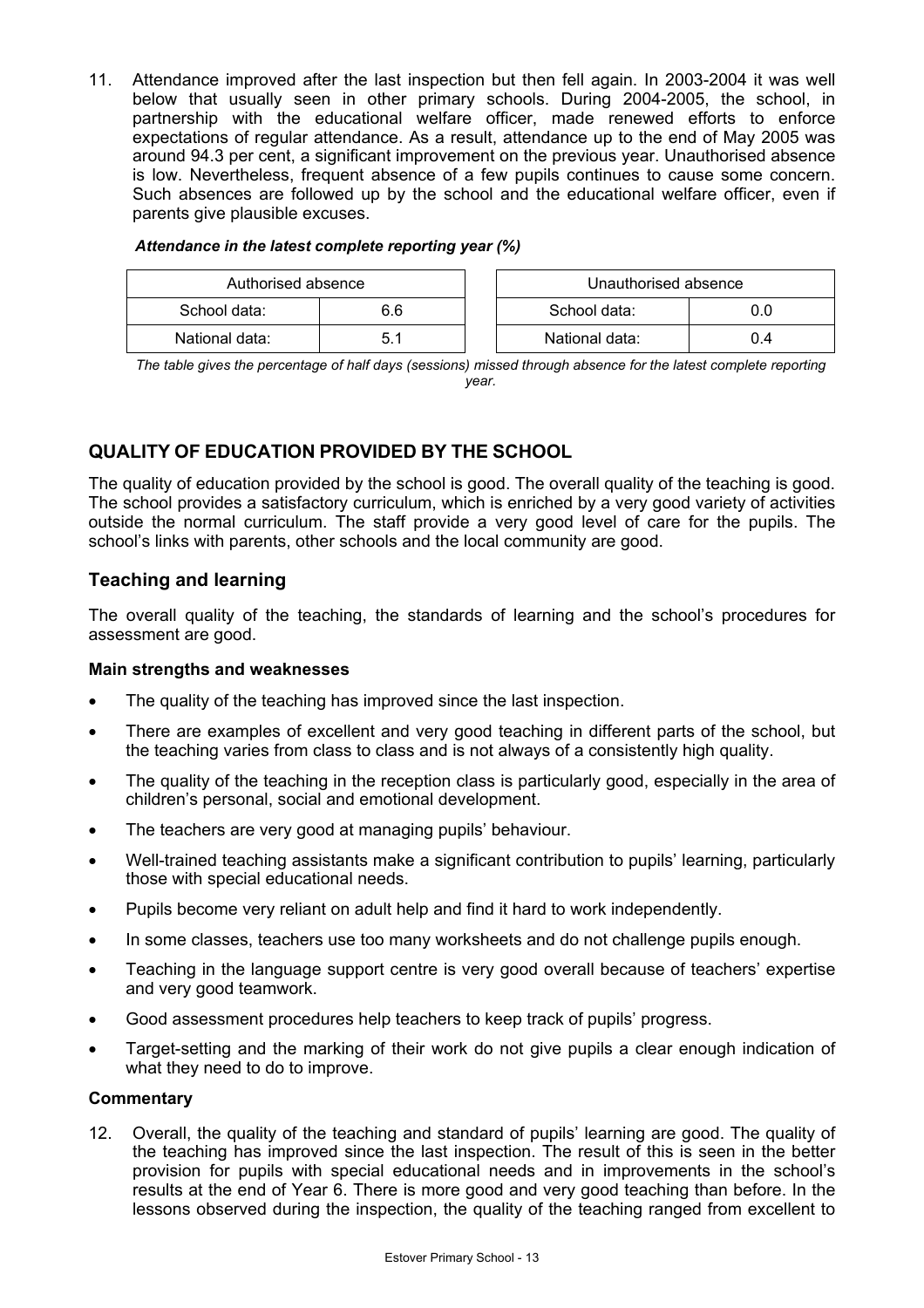11. Attendance improved after the last inspection but then fell again. In 2003-2004 it was well below that usually seen in other primary schools. During 2004-2005, the school, in partnership with the educational welfare officer, made renewed efforts to enforce expectations of regular attendance. As a result, attendance up to the end of May 2005 was around 94.3 per cent, a significant improvement on the previous year. Unauthorised absence is low. Nevertheless, frequent absence of a few pupils continues to cause some concern. Such absences are followed up by the school and the educational welfare officer, even if parents give plausible excuses.

***Attendance in the latest complete reporting year (%)***

| Authorised absence | |
|---|---|
| School data: | 6.6 |
| National data: | 5.1 |

| Unauthorised absence | |
|---|---|
| School data: | 0.0 |
| National data: | 0.4 |

*The table gives the percentage of half days (sessions) missed through absence for the latest complete reporting year.*

## QUALITY OF EDUCATION PROVIDED BY THE SCHOOL

The quality of education provided by the school is good. The overall quality of the teaching is good. The school provides a satisfactory curriculum, which is enriched by a very good variety of activities outside the normal curriculum. The staff provide a very good level of care for the pupils. The school's links with parents, other schools and the local community are good.

### Teaching and learning

The overall quality of the teaching, the standards of learning and the school's procedures for assessment are good.

**Main strengths and weaknesses**

- The quality of the teaching has improved since the last inspection.
- There are examples of excellent and very good teaching in different parts of the school, but the teaching varies from class to class and is not always of a consistently high quality.
- The quality of the teaching in the reception class is particularly good, especially in the area of children's personal, social and emotional development.
- The teachers are very good at managing pupils' behaviour.
- Well-trained teaching assistants make a significant contribution to pupils' learning, particularly those with special educational needs.
- Pupils become very reliant on adult help and find it hard to work independently.
- In some classes, teachers use too many worksheets and do not challenge pupils enough.
- Teaching in the language support centre is very good overall because of teachers' expertise and very good teamwork.
- Good assessment procedures help teachers to keep track of pupils' progress.
- Target-setting and the marking of their work do not give pupils a clear enough indication of what they need to do to improve.

**Commentary**

12. Overall, the quality of the teaching and standard of pupils' learning are good. The quality of the teaching has improved since the last inspection. The result of this is seen in the better provision for pupils with special educational needs and in improvements in the school's results at the end of Year 6. There is more good and very good teaching than before. In the lessons observed during the inspection, the quality of the teaching ranged from excellent to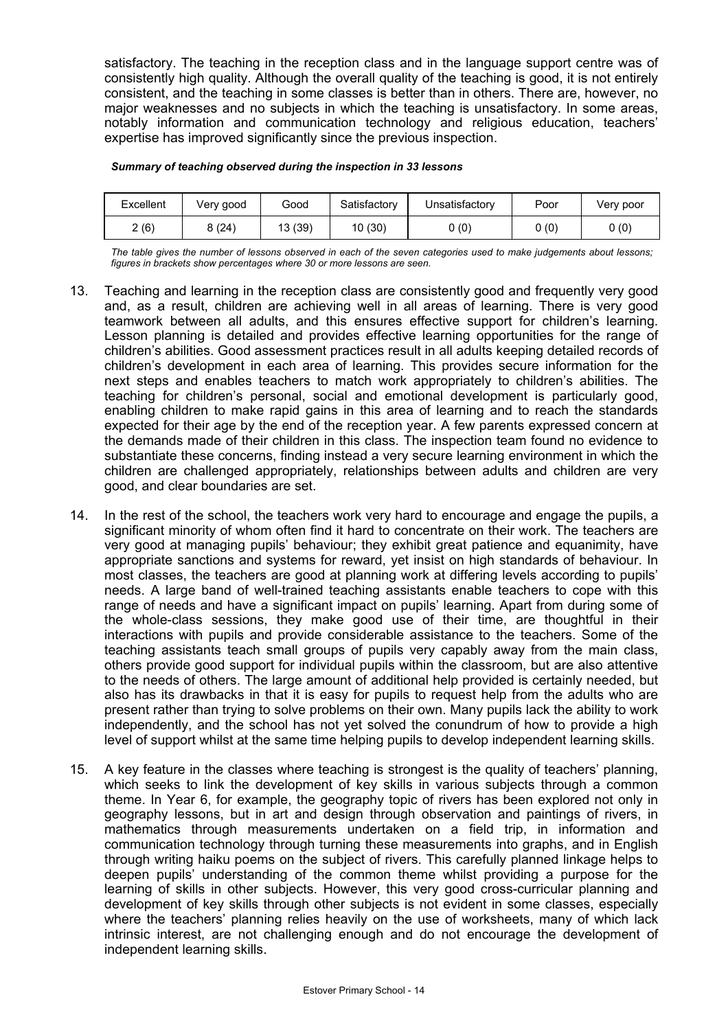satisfactory. The teaching in the reception class and in the language support centre was of consistently high quality. Although the overall quality of the teaching is good, it is not entirely consistent, and the teaching in some classes is better than in others. There are, however, no major weaknesses and no subjects in which the teaching is unsatisfactory. In some areas, notably information and communication technology and religious education, teachers' expertise has improved significantly since the previous inspection.

***Summary of teaching observed during the inspection in 33 lessons***

| Excellent | Very good | Good | Satisfactory | Unsatisfactory | Poor | Very poor |
|---|---|---|---|---|---|---|
| 2 (6) | 8 (24) | 13 (39) | 10 (30) | 0 (0) | 0 (0) | 0 (0) |

*The table gives the number of lessons observed in each of the seven categories used to make judgements about lessons; figures in brackets show percentages where 30 or more lessons are seen.*

13. Teaching and learning in the reception class are consistently good and frequently very good and, as a result, children are achieving well in all areas of learning. There is very good teamwork between all adults, and this ensures effective support for children's learning. Lesson planning is detailed and provides effective learning opportunities for the range of children's abilities. Good assessment practices result in all adults keeping detailed records of children's development in each area of learning. This provides secure information for the next steps and enables teachers to match work appropriately to children's abilities. The teaching for children's personal, social and emotional development is particularly good, enabling children to make rapid gains in this area of learning and to reach the standards expected for their age by the end of the reception year. A few parents expressed concern at the demands made of their children in this class. The inspection team found no evidence to substantiate these concerns, finding instead a very secure learning environment in which the children are challenged appropriately, relationships between adults and children are very good, and clear boundaries are set.

14. In the rest of the school, the teachers work very hard to encourage and engage the pupils, a significant minority of whom often find it hard to concentrate on their work. The teachers are very good at managing pupils' behaviour; they exhibit great patience and equanimity, have appropriate sanctions and systems for reward, yet insist on high standards of behaviour. In most classes, the teachers are good at planning work at differing levels according to pupils' needs. A large band of well-trained teaching assistants enable teachers to cope with this range of needs and have a significant impact on pupils' learning. Apart from during some of the whole-class sessions, they make good use of their time, are thoughtful in their interactions with pupils and provide considerable assistance to the teachers. Some of the teaching assistants teach small groups of pupils very capably away from the main class, others provide good support for individual pupils within the classroom, but are also attentive to the needs of others. The large amount of additional help provided is certainly needed, but also has its drawbacks in that it is easy for pupils to request help from the adults who are present rather than trying to solve problems on their own. Many pupils lack the ability to work independently, and the school has not yet solved the conundrum of how to provide a high level of support whilst at the same time helping pupils to develop independent learning skills.

15. A key feature in the classes where teaching is strongest is the quality of teachers' planning, which seeks to link the development of key skills in various subjects through a common theme. In Year 6, for example, the geography topic of rivers has been explored not only in geography lessons, but in art and design through observation and paintings of rivers, in mathematics through measurements undertaken on a field trip, in information and communication technology through turning these measurements into graphs, and in English through writing haiku poems on the subject of rivers. This carefully planned linkage helps to deepen pupils' understanding of the common theme whilst providing a purpose for the learning of skills in other subjects. However, this very good cross-curricular planning and development of key skills through other subjects is not evident in some classes, especially where the teachers' planning relies heavily on the use of worksheets, many of which lack intrinsic interest, are not challenging enough and do not encourage the development of independent learning skills.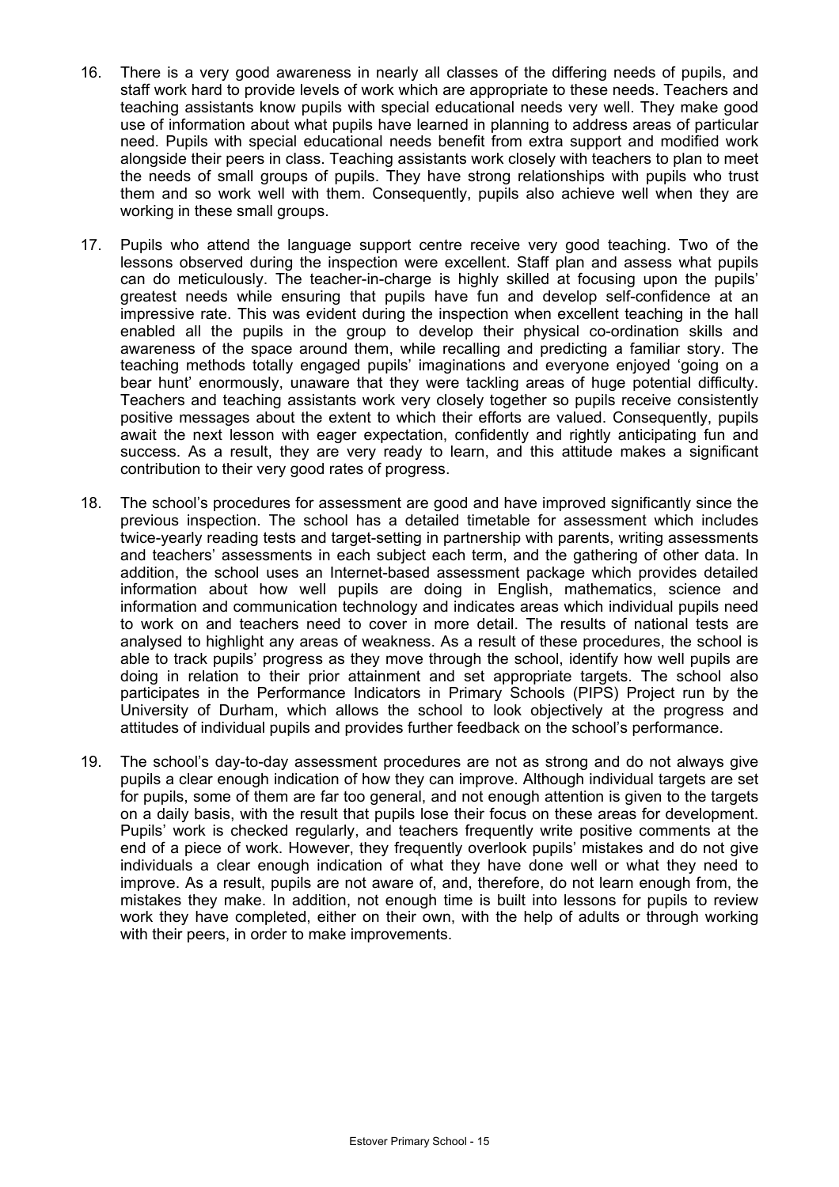16. There is a very good awareness in nearly all classes of the differing needs of pupils, and staff work hard to provide levels of work which are appropriate to these needs. Teachers and teaching assistants know pupils with special educational needs very well. They make good use of information about what pupils have learned in planning to address areas of particular need. Pupils with special educational needs benefit from extra support and modified work alongside their peers in class. Teaching assistants work closely with teachers to plan to meet the needs of small groups of pupils. They have strong relationships with pupils who trust them and so work well with them. Consequently, pupils also achieve well when they are working in these small groups.

17. Pupils who attend the language support centre receive very good teaching. Two of the lessons observed during the inspection were excellent. Staff plan and assess what pupils can do meticulously. The teacher-in-charge is highly skilled at focusing upon the pupils' greatest needs while ensuring that pupils have fun and develop self-confidence at an impressive rate. This was evident during the inspection when excellent teaching in the hall enabled all the pupils in the group to develop their physical co-ordination skills and awareness of the space around them, while recalling and predicting a familiar story. The teaching methods totally engaged pupils' imaginations and everyone enjoyed 'going on a bear hunt' enormously, unaware that they were tackling areas of huge potential difficulty. Teachers and teaching assistants work very closely together so pupils receive consistently positive messages about the extent to which their efforts are valued. Consequently, pupils await the next lesson with eager expectation, confidently and rightly anticipating fun and success. As a result, they are very ready to learn, and this attitude makes a significant contribution to their very good rates of progress.

18. The school's procedures for assessment are good and have improved significantly since the previous inspection. The school has a detailed timetable for assessment which includes twice-yearly reading tests and target-setting in partnership with parents, writing assessments and teachers' assessments in each subject each term, and the gathering of other data. In addition, the school uses an Internet-based assessment package which provides detailed information about how well pupils are doing in English, mathematics, science and information and communication technology and indicates areas which individual pupils need to work on and teachers need to cover in more detail. The results of national tests are analysed to highlight any areas of weakness. As a result of these procedures, the school is able to track pupils' progress as they move through the school, identify how well pupils are doing in relation to their prior attainment and set appropriate targets. The school also participates in the Performance Indicators in Primary Schools (PIPS) Project run by the University of Durham, which allows the school to look objectively at the progress and attitudes of individual pupils and provides further feedback on the school's performance.

19. The school's day-to-day assessment procedures are not as strong and do not always give pupils a clear enough indication of how they can improve. Although individual targets are set for pupils, some of them are far too general, and not enough attention is given to the targets on a daily basis, with the result that pupils lose their focus on these areas for development. Pupils' work is checked regularly, and teachers frequently write positive comments at the end of a piece of work. However, they frequently overlook pupils' mistakes and do not give individuals a clear enough indication of what they have done well or what they need to improve. As a result, pupils are not aware of, and, therefore, do not learn enough from, the mistakes they make. In addition, not enough time is built into lessons for pupils to review work they have completed, either on their own, with the help of adults or through working with their peers, in order to make improvements.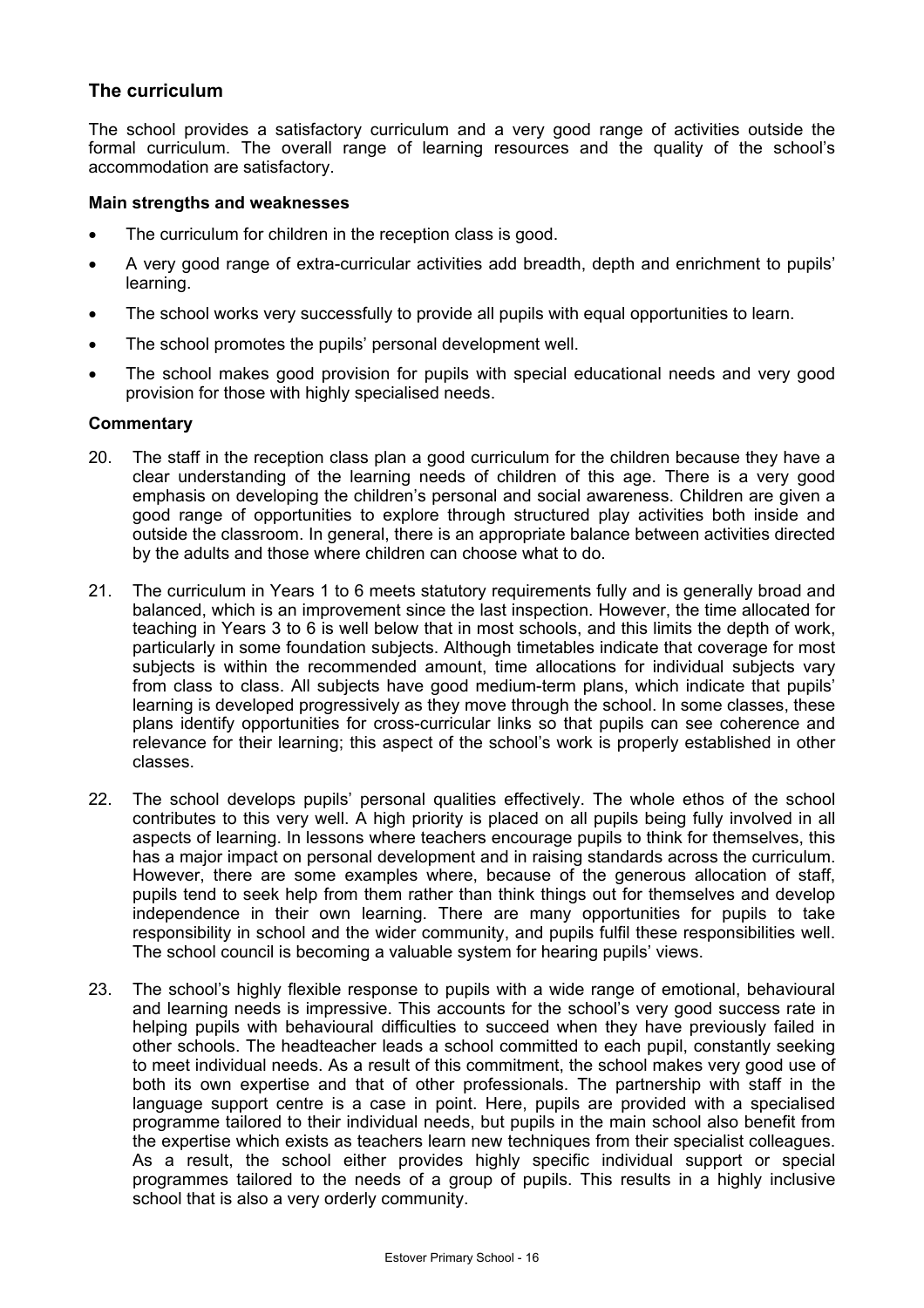## The curriculum

The school provides a satisfactory curriculum and a very good range of activities outside the formal curriculum. The overall range of learning resources and the quality of the school's accommodation are satisfactory.

### Main strengths and weaknesses

- The curriculum for children in the reception class is good.
- A very good range of extra-curricular activities add breadth, depth and enrichment to pupils' learning.
- The school works very successfully to provide all pupils with equal opportunities to learn.
- The school promotes the pupils' personal development well.
- The school makes good provision for pupils with special educational needs and very good provision for those with highly specialised needs.

### Commentary

20. The staff in the reception class plan a good curriculum for the children because they have a clear understanding of the learning needs of children of this age. There is a very good emphasis on developing the children's personal and social awareness. Children are given a good range of opportunities to explore through structured play activities both inside and outside the classroom. In general, there is an appropriate balance between activities directed by the adults and those where children can choose what to do.

21. The curriculum in Years 1 to 6 meets statutory requirements fully and is generally broad and balanced, which is an improvement since the last inspection. However, the time allocated for teaching in Years 3 to 6 is well below that in most schools, and this limits the depth of work, particularly in some foundation subjects. Although timetables indicate that coverage for most subjects is within the recommended amount, time allocations for individual subjects vary from class to class. All subjects have good medium-term plans, which indicate that pupils' learning is developed progressively as they move through the school. In some classes, these plans identify opportunities for cross-curricular links so that pupils can see coherence and relevance for their learning; this aspect of the school's work is properly established in other classes.

22. The school develops pupils' personal qualities effectively. The whole ethos of the school contributes to this very well. A high priority is placed on all pupils being fully involved in all aspects of learning. In lessons where teachers encourage pupils to think for themselves, this has a major impact on personal development and in raising standards across the curriculum. However, there are some examples where, because of the generous allocation of staff, pupils tend to seek help from them rather than think things out for themselves and develop independence in their own learning. There are many opportunities for pupils to take responsibility in school and the wider community, and pupils fulfil these responsibilities well. The school council is becoming a valuable system for hearing pupils' views.

23. The school's highly flexible response to pupils with a wide range of emotional, behavioural and learning needs is impressive. This accounts for the school's very good success rate in helping pupils with behavioural difficulties to succeed when they have previously failed in other schools. The headteacher leads a school committed to each pupil, constantly seeking to meet individual needs. As a result of this commitment, the school makes very good use of both its own expertise and that of other professionals. The partnership with staff in the language support centre is a case in point. Here, pupils are provided with a specialised programme tailored to their individual needs, but pupils in the main school also benefit from the expertise which exists as teachers learn new techniques from their specialist colleagues. As a result, the school either provides highly specific individual support or special programmes tailored to the needs of a group of pupils. This results in a highly inclusive school that is also a very orderly community.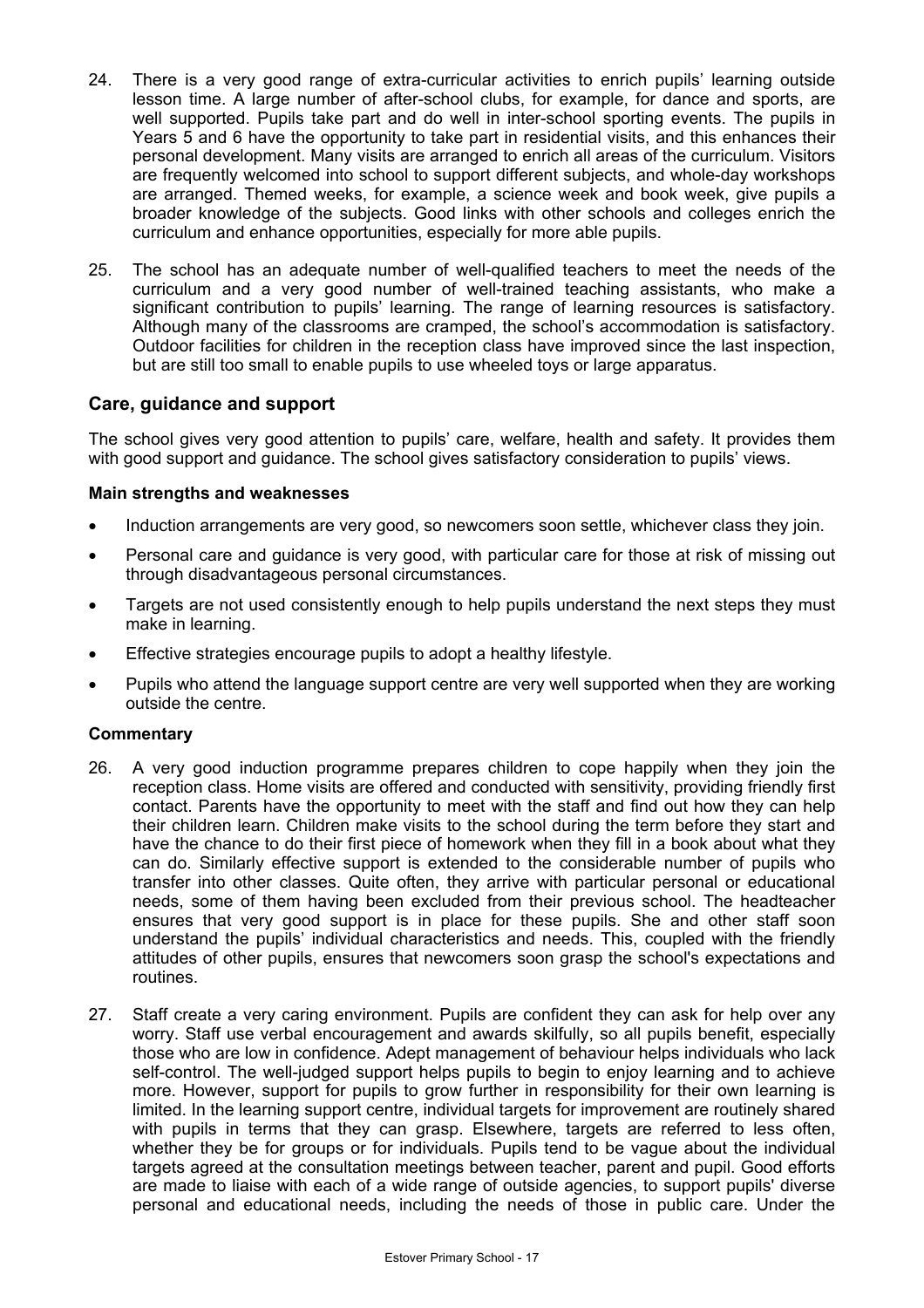24. There is a very good range of extra-curricular activities to enrich pupils' learning outside lesson time. A large number of after-school clubs, for example, for dance and sports, are well supported. Pupils take part and do well in inter-school sporting events. The pupils in Years 5 and 6 have the opportunity to take part in residential visits, and this enhances their personal development. Many visits are arranged to enrich all areas of the curriculum. Visitors are frequently welcomed into school to support different subjects, and whole-day workshops are arranged. Themed weeks, for example, a science week and book week, give pupils a broader knowledge of the subjects. Good links with other schools and colleges enrich the curriculum and enhance opportunities, especially for more able pupils.

25. The school has an adequate number of well-qualified teachers to meet the needs of the curriculum and a very good number of well-trained teaching assistants, who make a significant contribution to pupils' learning. The range of learning resources is satisfactory. Although many of the classrooms are cramped, the school's accommodation is satisfactory. Outdoor facilities for children in the reception class have improved since the last inspection, but are still too small to enable pupils to use wheeled toys or large apparatus.

## Care, guidance and support

The school gives very good attention to pupils' care, welfare, health and safety. It provides them with good support and guidance. The school gives satisfactory consideration to pupils' views.

**Main strengths and weaknesses**

- Induction arrangements are very good, so newcomers soon settle, whichever class they join.
- Personal care and guidance is very good, with particular care for those at risk of missing out through disadvantageous personal circumstances.
- Targets are not used consistently enough to help pupils understand the next steps they must make in learning.
- Effective strategies encourage pupils to adopt a healthy lifestyle.
- Pupils who attend the language support centre are very well supported when they are working outside the centre.

**Commentary**

26. A very good induction programme prepares children to cope happily when they join the reception class. Home visits are offered and conducted with sensitivity, providing friendly first contact. Parents have the opportunity to meet with the staff and find out how they can help their children learn. Children make visits to the school during the term before they start and have the chance to do their first piece of homework when they fill in a book about what they can do. Similarly effective support is extended to the considerable number of pupils who transfer into other classes. Quite often, they arrive with particular personal or educational needs, some of them having been excluded from their previous school. The headteacher ensures that very good support is in place for these pupils. She and other staff soon understand the pupils' individual characteristics and needs. This, coupled with the friendly attitudes of other pupils, ensures that newcomers soon grasp the school's expectations and routines.

27. Staff create a very caring environment. Pupils are confident they can ask for help over any worry. Staff use verbal encouragement and awards skilfully, so all pupils benefit, especially those who are low in confidence. Adept management of behaviour helps individuals who lack self-control. The well-judged support helps pupils to begin to enjoy learning and to achieve more. However, support for pupils to grow further in responsibility for their own learning is limited. In the learning support centre, individual targets for improvement are routinely shared with pupils in terms that they can grasp. Elsewhere, targets are referred to less often, whether they be for groups or for individuals. Pupils tend to be vague about the individual targets agreed at the consultation meetings between teacher, parent and pupil. Good efforts are made to liaise with each of a wide range of outside agencies, to support pupils' diverse personal and educational needs, including the needs of those in public care. Under the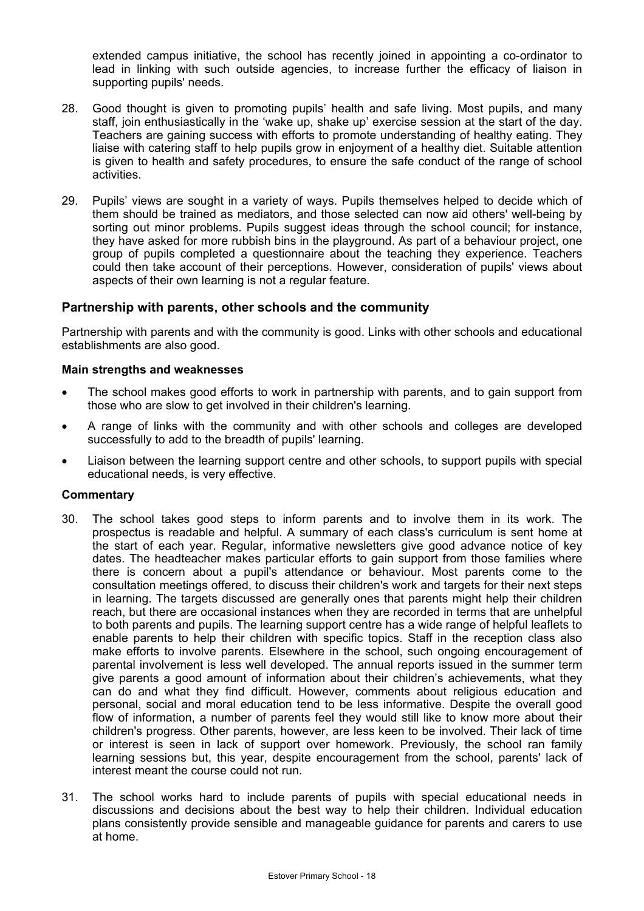extended campus initiative, the school has recently joined in appointing a co-ordinator to lead in linking with such outside agencies, to increase further the efficacy of liaison in supporting pupils' needs.

28. Good thought is given to promoting pupils' health and safe living. Most pupils, and many staff, join enthusiastically in the 'wake up, shake up' exercise session at the start of the day. Teachers are gaining success with efforts to promote understanding of healthy eating. They liaise with catering staff to help pupils grow in enjoyment of a healthy diet. Suitable attention is given to health and safety procedures, to ensure the safe conduct of the range of school activities.

29. Pupils' views are sought in a variety of ways. Pupils themselves helped to decide which of them should be trained as mediators, and those selected can now aid others' well-being by sorting out minor problems. Pupils suggest ideas through the school council; for instance, they have asked for more rubbish bins in the playground. As part of a behaviour project, one group of pupils completed a questionnaire about the teaching they experience. Teachers could then take account of their perceptions. However, consideration of pupils' views about aspects of their own learning is not a regular feature.

## Partnership with parents, other schools and the community

Partnership with parents and with the community is good. Links with other schools and educational establishments are also good.

**Main strengths and weaknesses**

- The school makes good efforts to work in partnership with parents, and to gain support from those who are slow to get involved in their children's learning.
- A range of links with the community and with other schools and colleges are developed successfully to add to the breadth of pupils' learning.
- Liaison between the learning support centre and other schools, to support pupils with special educational needs, is very effective.

**Commentary**

30. The school takes good steps to inform parents and to involve them in its work. The prospectus is readable and helpful. A summary of each class's curriculum is sent home at the start of each year. Regular, informative newsletters give good advance notice of key dates. The headteacher makes particular efforts to gain support from those families where there is concern about a pupil's attendance or behaviour. Most parents come to the consultation meetings offered, to discuss their children's work and targets for their next steps in learning. The targets discussed are generally ones that parents might help their children reach, but there are occasional instances when they are recorded in terms that are unhelpful to both parents and pupils. The learning support centre has a wide range of helpful leaflets to enable parents to help their children with specific topics. Staff in the reception class also make efforts to involve parents. Elsewhere in the school, such ongoing encouragement of parental involvement is less well developed. The annual reports issued in the summer term give parents a good amount of information about their children's achievements, what they can do and what they find difficult. However, comments about religious education and personal, social and moral education tend to be less informative. Despite the overall good flow of information, a number of parents feel they would still like to know more about their children's progress. Other parents, however, are less keen to be involved. Their lack of time or interest is seen in lack of support over homework. Previously, the school ran family learning sessions but, this year, despite encouragement from the school, parents' lack of interest meant the course could not run.

31. The school works hard to include parents of pupils with special educational needs in discussions and decisions about the best way to help their children. Individual education plans consistently provide sensible and manageable guidance for parents and carers to use at home.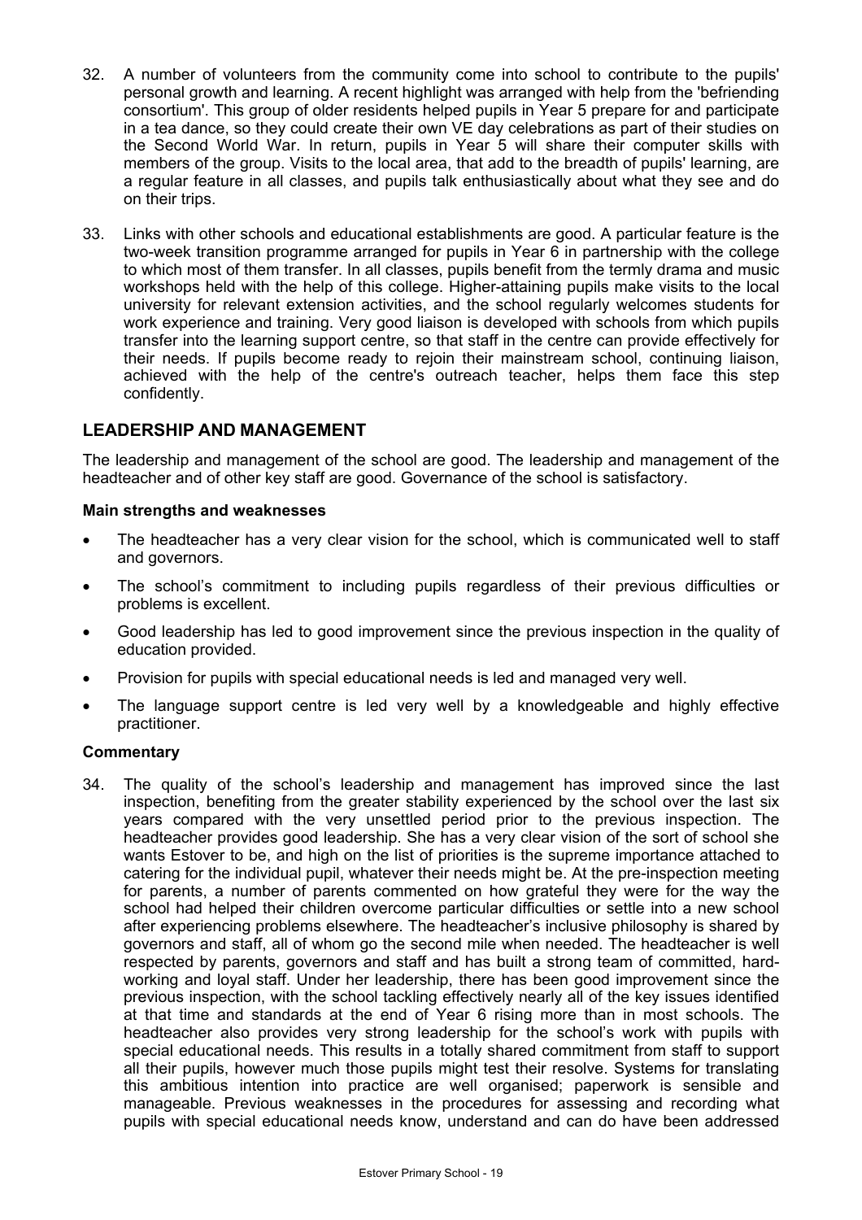32. A number of volunteers from the community come into school to contribute to the pupils' personal growth and learning. A recent highlight was arranged with help from the 'befriending consortium'. This group of older residents helped pupils in Year 5 prepare for and participate in a tea dance, so they could create their own VE day celebrations as part of their studies on the Second World War. In return, pupils in Year 5 will share their computer skills with members of the group. Visits to the local area, that add to the breadth of pupils' learning, are a regular feature in all classes, and pupils talk enthusiastically about what they see and do on their trips.

33. Links with other schools and educational establishments are good. A particular feature is the two-week transition programme arranged for pupils in Year 6 in partnership with the college to which most of them transfer. In all classes, pupils benefit from the termly drama and music workshops held with the help of this college. Higher-attaining pupils make visits to the local university for relevant extension activities, and the school regularly welcomes students for work experience and training. Very good liaison is developed with schools from which pupils transfer into the learning support centre, so that staff in the centre can provide effectively for their needs. If pupils become ready to rejoin their mainstream school, continuing liaison, achieved with the help of the centre's outreach teacher, helps them face this step confidently.

## LEADERSHIP AND MANAGEMENT

The leadership and management of the school are good. The leadership and management of the headteacher and of other key staff are good. Governance of the school is satisfactory.

**Main strengths and weaknesses**

- The headteacher has a very clear vision for the school, which is communicated well to staff and governors.
- The school's commitment to including pupils regardless of their previous difficulties or problems is excellent.
- Good leadership has led to good improvement since the previous inspection in the quality of education provided.
- Provision for pupils with special educational needs is led and managed very well.
- The language support centre is led very well by a knowledgeable and highly effective practitioner.

**Commentary**

34. The quality of the school's leadership and management has improved since the last inspection, benefiting from the greater stability experienced by the school over the last six years compared with the very unsettled period prior to the previous inspection. The headteacher provides good leadership. She has a very clear vision of the sort of school she wants Estover to be, and high on the list of priorities is the supreme importance attached to catering for the individual pupil, whatever their needs might be. At the pre-inspection meeting for parents, a number of parents commented on how grateful they were for the way the school had helped their children overcome particular difficulties or settle into a new school after experiencing problems elsewhere. The headteacher's inclusive philosophy is shared by governors and staff, all of whom go the second mile when needed. The headteacher is well respected by parents, governors and staff and has built a strong team of committed, hard-working and loyal staff. Under her leadership, there has been good improvement since the previous inspection, with the school tackling effectively nearly all of the key issues identified at that time and standards at the end of Year 6 rising more than in most schools. The headteacher also provides very strong leadership for the school's work with pupils with special educational needs. This results in a totally shared commitment from staff to support all their pupils, however much those pupils might test their resolve. Systems for translating this ambitious intention into practice are well organised; paperwork is sensible and manageable. Previous weaknesses in the procedures for assessing and recording what pupils with special educational needs know, understand and can do have been addressed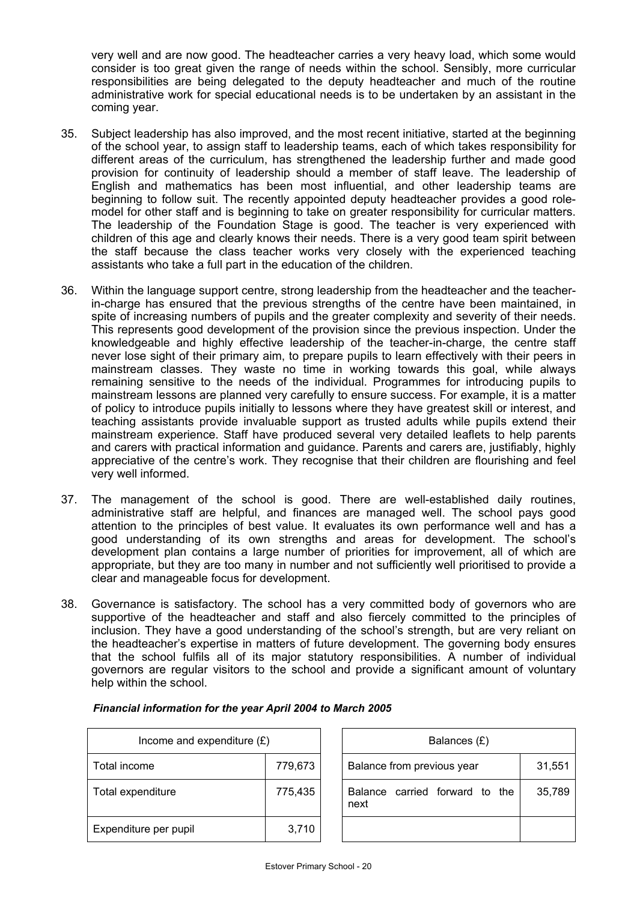very well and are now good. The headteacher carries a very heavy load, which some would consider is too great given the range of needs within the school. Sensibly, more curricular responsibilities are being delegated to the deputy headteacher and much of the routine administrative work for special educational needs is to be undertaken by an assistant in the coming year.

35. Subject leadership has also improved, and the most recent initiative, started at the beginning of the school year, to assign staff to leadership teams, each of which takes responsibility for different areas of the curriculum, has strengthened the leadership further and made good provision for continuity of leadership should a member of staff leave. The leadership of English and mathematics has been most influential, and other leadership teams are beginning to follow suit. The recently appointed deputy headteacher provides a good role-model for other staff and is beginning to take on greater responsibility for curricular matters. The leadership of the Foundation Stage is good. The teacher is very experienced with children of this age and clearly knows their needs. There is a very good team spirit between the staff because the class teacher works very closely with the experienced teaching assistants who take a full part in the education of the children.

36. Within the language support centre, strong leadership from the headteacher and the teacher-in-charge has ensured that the previous strengths of the centre have been maintained, in spite of increasing numbers of pupils and the greater complexity and severity of their needs. This represents good development of the provision since the previous inspection. Under the knowledgeable and highly effective leadership of the teacher-in-charge, the centre staff never lose sight of their primary aim, to prepare pupils to learn effectively with their peers in mainstream classes. They waste no time in working towards this goal, while always remaining sensitive to the needs of the individual. Programmes for introducing pupils to mainstream lessons are planned very carefully to ensure success. For example, it is a matter of policy to introduce pupils initially to lessons where they have greatest skill or interest, and teaching assistants provide invaluable support as trusted adults while pupils extend their mainstream experience. Staff have produced several very detailed leaflets to help parents and carers with practical information and guidance. Parents and carers are, justifiably, highly appreciative of the centre's work. They recognise that their children are flourishing and feel very well informed.

37. The management of the school is good. There are well-established daily routines, administrative staff are helpful, and finances are managed well. The school pays good attention to the principles of best value. It evaluates its own performance well and has a good understanding of its own strengths and areas for development. The school's development plan contains a large number of priorities for improvement, all of which are appropriate, but they are too many in number and not sufficiently well prioritised to provide a clear and manageable focus for development.

38. Governance is satisfactory. The school has a very committed body of governors who are supportive of the headteacher and staff and also fiercely committed to the principles of inclusion. They have a good understanding of the school's strength, but are very reliant on the headteacher's expertise in matters of future development. The governing body ensures that the school fulfils all of its major statutory responsibilities. A number of individual governors are regular visitors to the school and provide a significant amount of voluntary help within the school.

***Financial information for the year April 2004 to March 2005***

| Income and expenditure (£) | |
|---|---|
| Total income | 779,673 |
| Total expenditure | 775,435 |
| Expenditure per pupil | 3,710 |

| Balances (£) | |
|---|---|
| Balance from previous year | 31,551 |
| Balance carried forward to the next | 35,789 |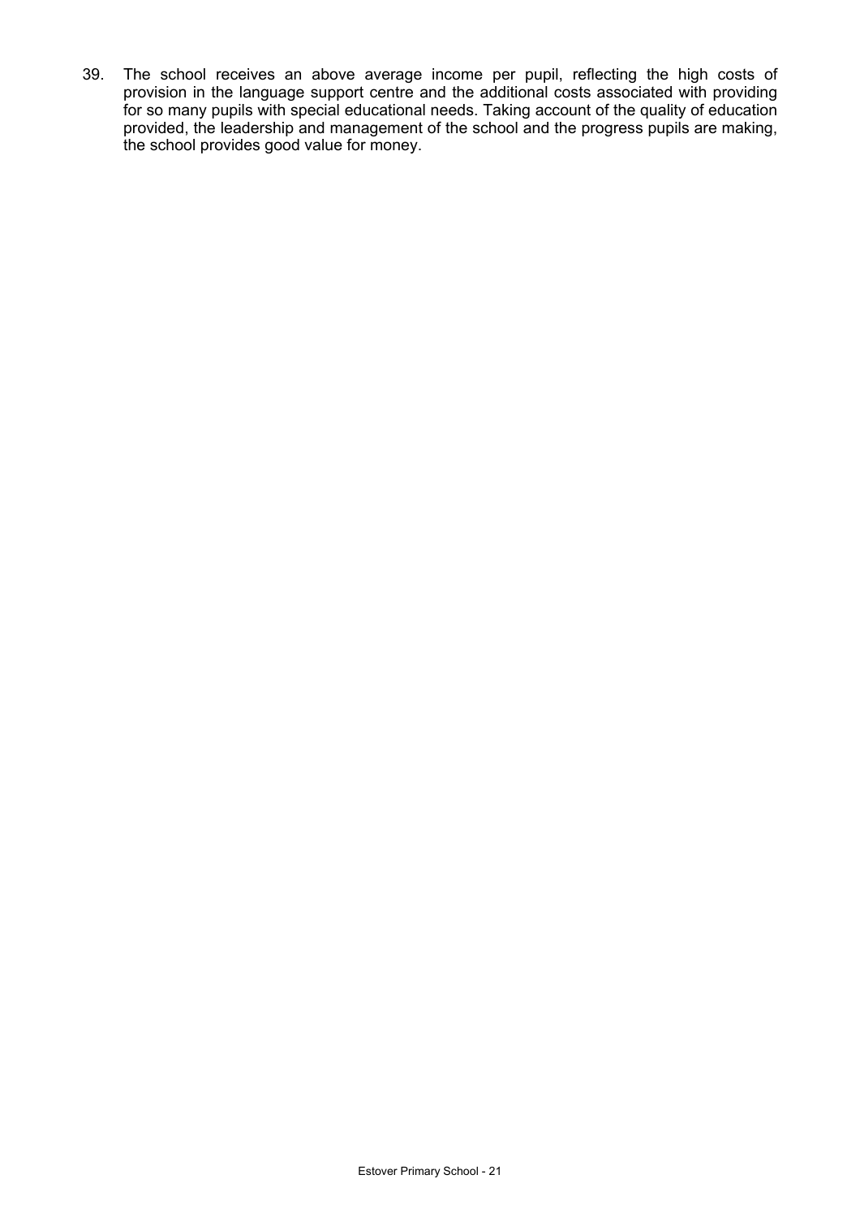39. The school receives an above average income per pupil, reflecting the high costs of provision in the language support centre and the additional costs associated with providing for so many pupils with special educational needs. Taking account of the quality of education provided, the leadership and management of the school and the progress pupils are making, the school provides good value for money.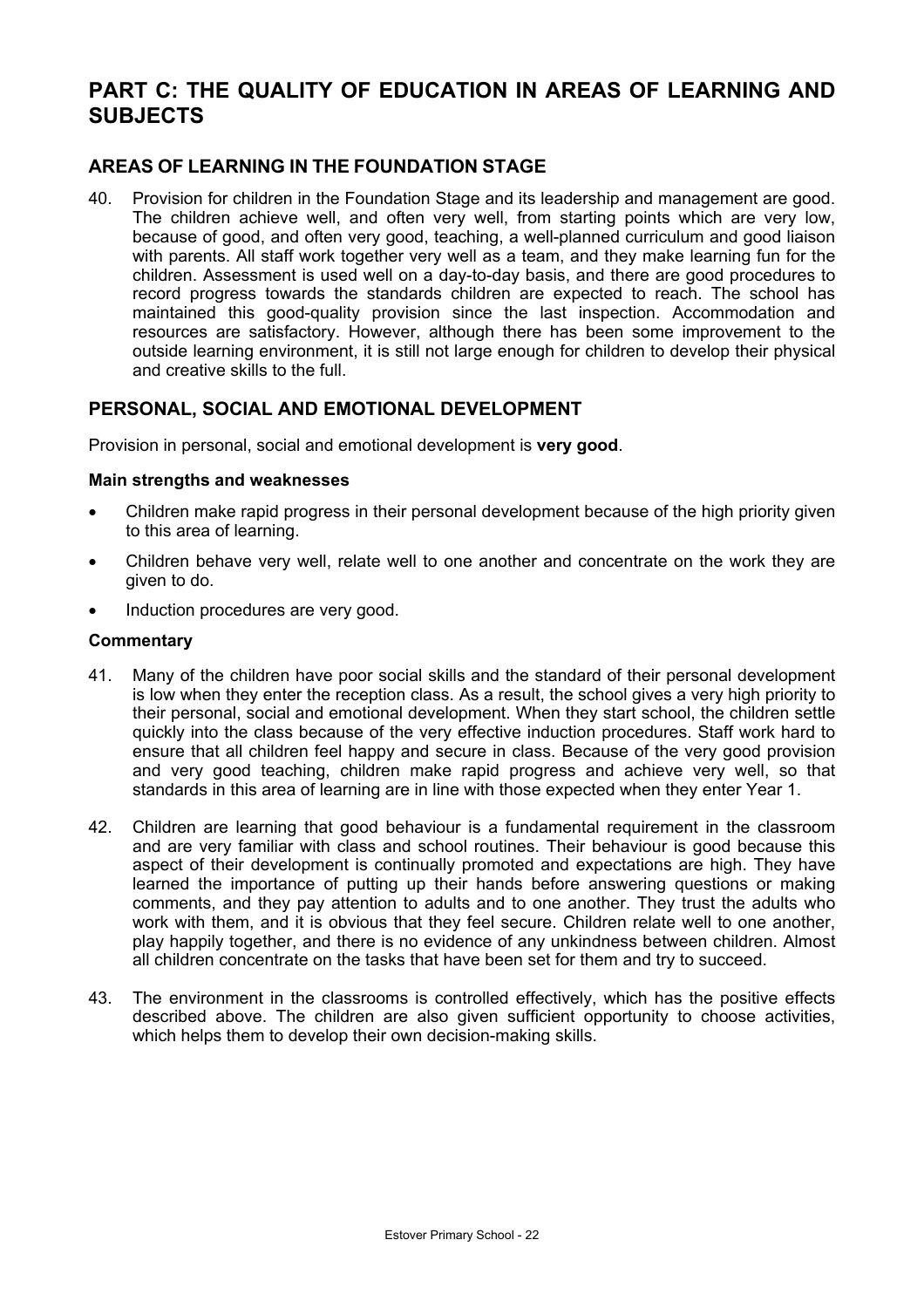# PART C: THE QUALITY OF EDUCATION IN AREAS OF LEARNING AND SUBJECTS

## AREAS OF LEARNING IN THE FOUNDATION STAGE

40. Provision for children in the Foundation Stage and its leadership and management are good. The children achieve well, and often very well, from starting points which are very low, because of good, and often very good, teaching, a well-planned curriculum and good liaison with parents. All staff work together very well as a team, and they make learning fun for the children. Assessment is used well on a day-to-day basis, and there are good procedures to record progress towards the standards children are expected to reach. The school has maintained this good-quality provision since the last inspection. Accommodation and resources are satisfactory. However, although there has been some improvement to the outside learning environment, it is still not large enough for children to develop their physical and creative skills to the full.

## PERSONAL, SOCIAL AND EMOTIONAL DEVELOPMENT

Provision in personal, social and emotional development is **very good**.

### Main strengths and weaknesses

- Children make rapid progress in their personal development because of the high priority given to this area of learning.
- Children behave very well, relate well to one another and concentrate on the work they are given to do.
- Induction procedures are very good.

### Commentary

41. Many of the children have poor social skills and the standard of their personal development is low when they enter the reception class. As a result, the school gives a very high priority to their personal, social and emotional development. When they start school, the children settle quickly into the class because of the very effective induction procedures. Staff work hard to ensure that all children feel happy and secure in class. Because of the very good provision and very good teaching, children make rapid progress and achieve very well, so that standards in this area of learning are in line with those expected when they enter Year 1.

42. Children are learning that good behaviour is a fundamental requirement in the classroom and are very familiar with class and school routines. Their behaviour is good because this aspect of their development is continually promoted and expectations are high. They have learned the importance of putting up their hands before answering questions or making comments, and they pay attention to adults and to one another. They trust the adults who work with them, and it is obvious that they feel secure. Children relate well to one another, play happily together, and there is no evidence of any unkindness between children. Almost all children concentrate on the tasks that have been set for them and try to succeed.

43. The environment in the classrooms is controlled effectively, which has the positive effects described above. The children are also given sufficient opportunity to choose activities, which helps them to develop their own decision-making skills.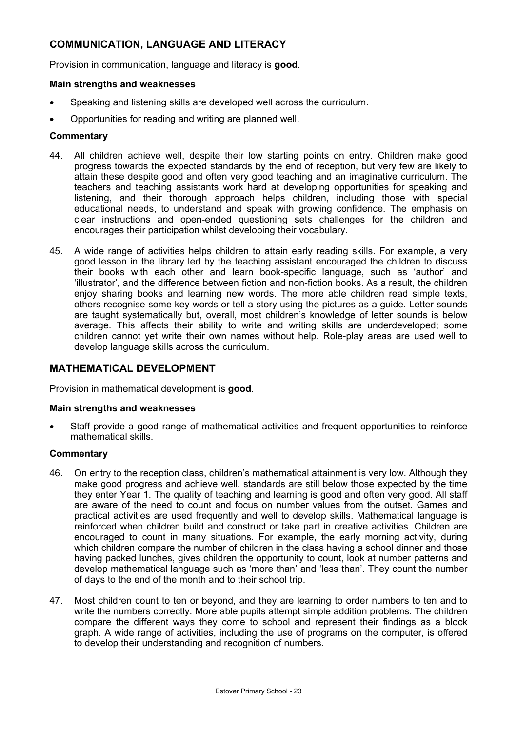## COMMUNICATION, LANGUAGE AND LITERACY

Provision in communication, language and literacy is **good**.

### Main strengths and weaknesses

- Speaking and listening skills are developed well across the curriculum.
- Opportunities for reading and writing are planned well.

### Commentary

44. All children achieve well, despite their low starting points on entry. Children make good progress towards the expected standards by the end of reception, but very few are likely to attain these despite good and often very good teaching and an imaginative curriculum. The teachers and teaching assistants work hard at developing opportunities for speaking and listening, and their thorough approach helps children, including those with special educational needs, to understand and speak with growing confidence. The emphasis on clear instructions and open-ended questioning sets challenges for the children and encourages their participation whilst developing their vocabulary.

45. A wide range of activities helps children to attain early reading skills. For example, a very good lesson in the library led by the teaching assistant encouraged the children to discuss their books with each other and learn book-specific language, such as 'author' and 'illustrator', and the difference between fiction and non-fiction books. As a result, the children enjoy sharing books and learning new words. The more able children read simple texts, others recognise some key words or tell a story using the pictures as a guide. Letter sounds are taught systematically but, overall, most children's knowledge of letter sounds is below average. This affects their ability to write and writing skills are underdeveloped; some children cannot yet write their own names without help. Role-play areas are used well to develop language skills across the curriculum.

## MATHEMATICAL DEVELOPMENT

Provision in mathematical development is **good**.

### Main strengths and weaknesses

- Staff provide a good range of mathematical activities and frequent opportunities to reinforce mathematical skills.

### Commentary

46. On entry to the reception class, children's mathematical attainment is very low. Although they make good progress and achieve well, standards are still below those expected by the time they enter Year 1. The quality of teaching and learning is good and often very good. All staff are aware of the need to count and focus on number values from the outset. Games and practical activities are used frequently and well to develop skills. Mathematical language is reinforced when children build and construct or take part in creative activities. Children are encouraged to count in many situations. For example, the early morning activity, during which children compare the number of children in the class having a school dinner and those having packed lunches, gives children the opportunity to count, look at number patterns and develop mathematical language such as 'more than' and 'less than'. They count the number of days to the end of the month and to their school trip.

47. Most children count to ten or beyond, and they are learning to order numbers to ten and to write the numbers correctly. More able pupils attempt simple addition problems. The children compare the different ways they come to school and represent their findings as a block graph. A wide range of activities, including the use of programs on the computer, is offered to develop their understanding and recognition of numbers.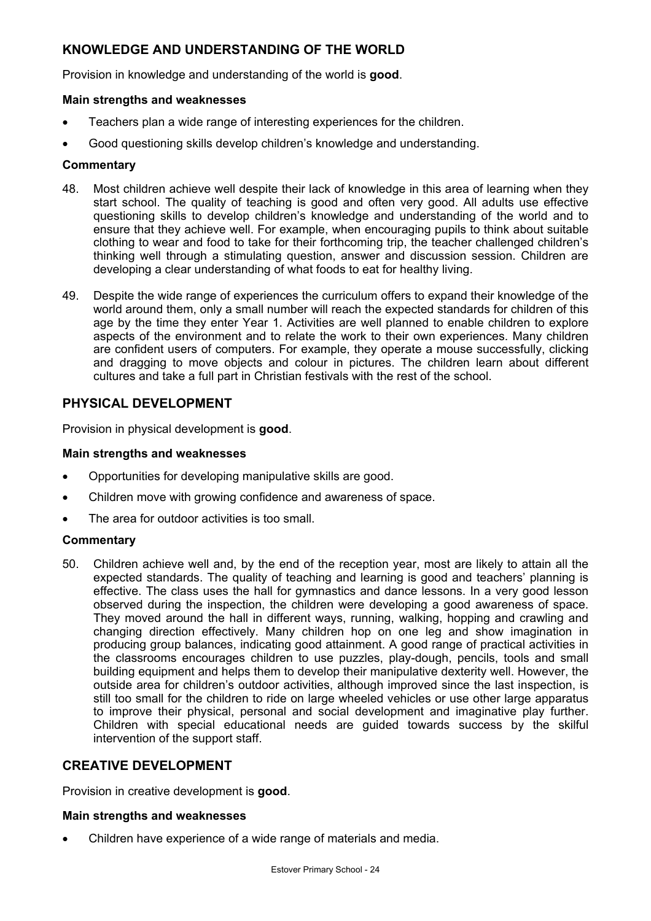## KNOWLEDGE AND UNDERSTANDING OF THE WORLD

Provision in knowledge and understanding of the world is **good**.

### Main strengths and weaknesses

- Teachers plan a wide range of interesting experiences for the children.
- Good questioning skills develop children's knowledge and understanding.

### Commentary

48. Most children achieve well despite their lack of knowledge in this area of learning when they start school. The quality of teaching is good and often very good. All adults use effective questioning skills to develop children's knowledge and understanding of the world and to ensure that they achieve well. For example, when encouraging pupils to think about suitable clothing to wear and food to take for their forthcoming trip, the teacher challenged children's thinking well through a stimulating question, answer and discussion session. Children are developing a clear understanding of what foods to eat for healthy living.

49. Despite the wide range of experiences the curriculum offers to expand their knowledge of the world around them, only a small number will reach the expected standards for children of this age by the time they enter Year 1. Activities are well planned to enable children to explore aspects of the environment and to relate the work to their own experiences. Many children are confident users of computers. For example, they operate a mouse successfully, clicking and dragging to move objects and colour in pictures. The children learn about different cultures and take a full part in Christian festivals with the rest of the school.

## PHYSICAL DEVELOPMENT

Provision in physical development is **good**.

### Main strengths and weaknesses

- Opportunities for developing manipulative skills are good.
- Children move with growing confidence and awareness of space.
- The area for outdoor activities is too small.

### Commentary

50. Children achieve well and, by the end of the reception year, most are likely to attain all the expected standards. The quality of teaching and learning is good and teachers' planning is effective. The class uses the hall for gymnastics and dance lessons. In a very good lesson observed during the inspection, the children were developing a good awareness of space. They moved around the hall in different ways, running, walking, hopping and crawling and changing direction effectively. Many children hop on one leg and show imagination in producing group balances, indicating good attainment. A good range of practical activities in the classrooms encourages children to use puzzles, play-dough, pencils, tools and small building equipment and helps them to develop their manipulative dexterity well. However, the outside area for children's outdoor activities, although improved since the last inspection, is still too small for the children to ride on large wheeled vehicles or use other large apparatus to improve their physical, personal and social development and imaginative play further. Children with special educational needs are guided towards success by the skilful intervention of the support staff.

## CREATIVE DEVELOPMENT

Provision in creative development is **good**.

### Main strengths and weaknesses

- Children have experience of a wide range of materials and media.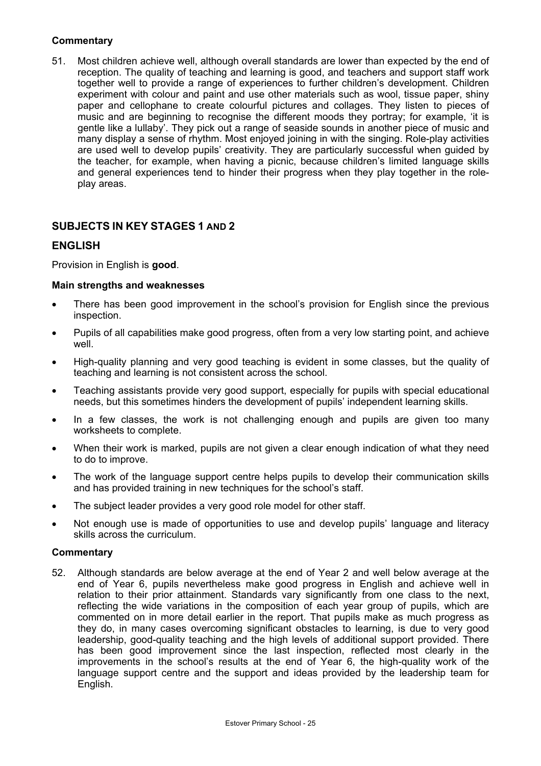### Commentary

51. Most children achieve well, although overall standards are lower than expected by the end of reception. The quality of teaching and learning is good, and teachers and support staff work together well to provide a range of experiences to further children's development. Children experiment with colour and paint and use other materials such as wool, tissue paper, shiny paper and cellophane to create colourful pictures and collages. They listen to pieces of music and are beginning to recognise the different moods they portray; for example, 'it is gentle like a lullaby'. They pick out a range of seaside sounds in another piece of music and many display a sense of rhythm. Most enjoyed joining in with the singing. Role-play activities are used well to develop pupils' creativity. They are particularly successful when guided by the teacher, for example, when having a picnic, because children's limited language skills and general experiences tend to hinder their progress when they play together in the role-play areas.

## SUBJECTS IN KEY STAGES 1 AND 2

## ENGLISH

Provision in English is **good**.

### Main strengths and weaknesses

- There has been good improvement in the school's provision for English since the previous inspection.
- Pupils of all capabilities make good progress, often from a very low starting point, and achieve well.
- High-quality planning and very good teaching is evident in some classes, but the quality of teaching and learning is not consistent across the school.
- Teaching assistants provide very good support, especially for pupils with special educational needs, but this sometimes hinders the development of pupils' independent learning skills.
- In a few classes, the work is not challenging enough and pupils are given too many worksheets to complete.
- When their work is marked, pupils are not given a clear enough indication of what they need to do to improve.
- The work of the language support centre helps pupils to develop their communication skills and has provided training in new techniques for the school's staff.
- The subject leader provides a very good role model for other staff.
- Not enough use is made of opportunities to use and develop pupils' language and literacy skills across the curriculum.

### Commentary

52. Although standards are below average at the end of Year 2 and well below average at the end of Year 6, pupils nevertheless make good progress in English and achieve well in relation to their prior attainment. Standards vary significantly from one class to the next, reflecting the wide variations in the composition of each year group of pupils, which are commented on in more detail earlier in the report. That pupils make as much progress as they do, in many cases overcoming significant obstacles to learning, is due to very good leadership, good-quality teaching and the high levels of additional support provided. There has been good improvement since the last inspection, reflected most clearly in the improvements in the school's results at the end of Year 6, the high-quality work of the language support centre and the support and ideas provided by the leadership team for English.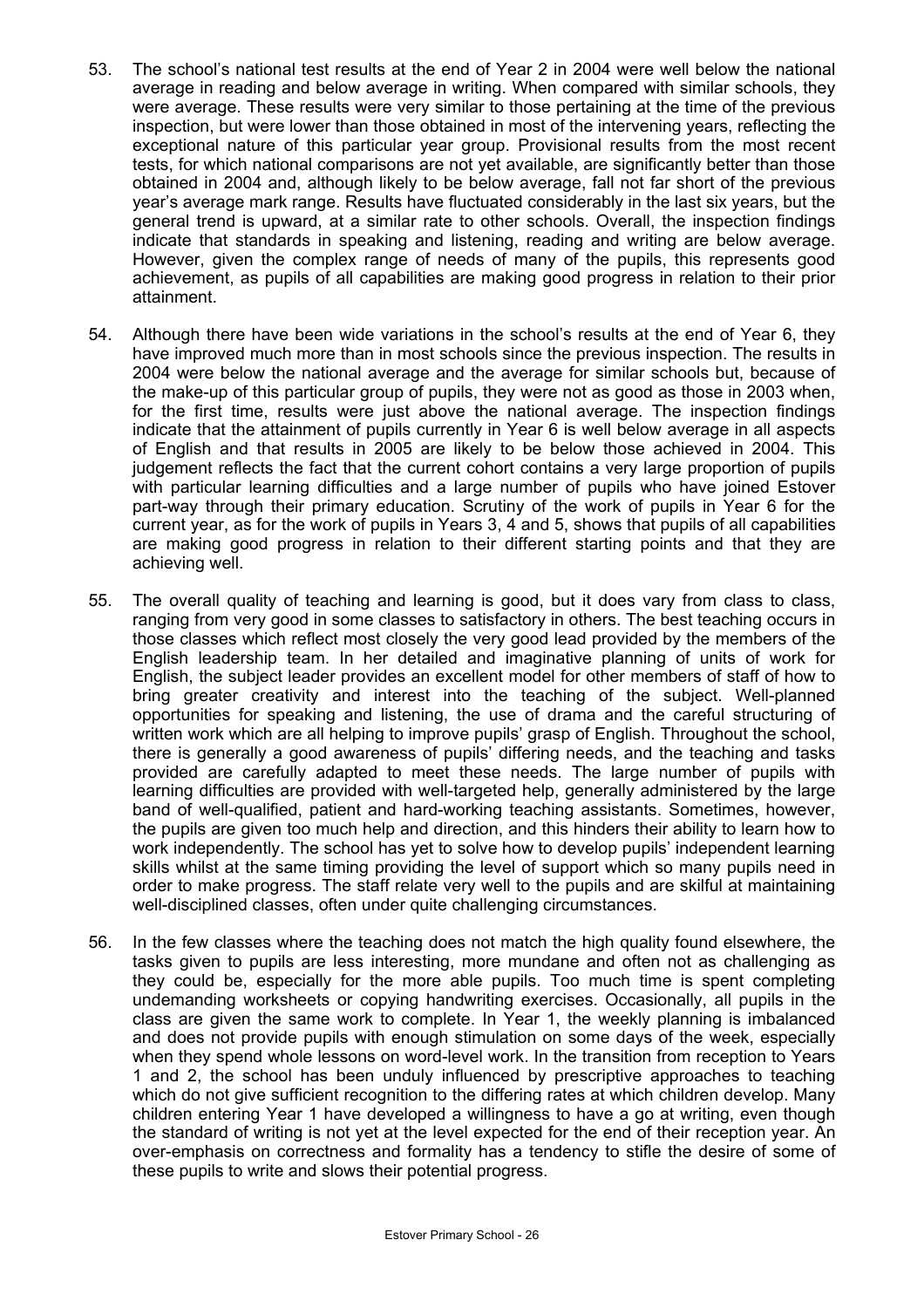53. The school's national test results at the end of Year 2 in 2004 were well below the national average in reading and below average in writing. When compared with similar schools, they were average. These results were very similar to those pertaining at the time of the previous inspection, but were lower than those obtained in most of the intervening years, reflecting the exceptional nature of this particular year group. Provisional results from the most recent tests, for which national comparisons are not yet available, are significantly better than those obtained in 2004 and, although likely to be below average, fall not far short of the previous year's average mark range. Results have fluctuated considerably in the last six years, but the general trend is upward, at a similar rate to other schools. Overall, the inspection findings indicate that standards in speaking and listening, reading and writing are below average. However, given the complex range of needs of many of the pupils, this represents good achievement, as pupils of all capabilities are making good progress in relation to their prior attainment.

54. Although there have been wide variations in the school's results at the end of Year 6, they have improved much more than in most schools since the previous inspection. The results in 2004 were below the national average and the average for similar schools but, because of the make-up of this particular group of pupils, they were not as good as those in 2003 when, for the first time, results were just above the national average. The inspection findings indicate that the attainment of pupils currently in Year 6 is well below average in all aspects of English and that results in 2005 are likely to be below those achieved in 2004. This judgement reflects the fact that the current cohort contains a very large proportion of pupils with particular learning difficulties and a large number of pupils who have joined Estover part-way through their primary education. Scrutiny of the work of pupils in Year 6 for the current year, as for the work of pupils in Years 3, 4 and 5, shows that pupils of all capabilities are making good progress in relation to their different starting points and that they are achieving well.

55. The overall quality of teaching and learning is good, but it does vary from class to class, ranging from very good in some classes to satisfactory in others. The best teaching occurs in those classes which reflect most closely the very good lead provided by the members of the English leadership team. In her detailed and imaginative planning of units of work for English, the subject leader provides an excellent model for other members of staff of how to bring greater creativity and interest into the teaching of the subject. Well-planned opportunities for speaking and listening, the use of drama and the careful structuring of written work which are all helping to improve pupils' grasp of English. Throughout the school, there is generally a good awareness of pupils' differing needs, and the teaching and tasks provided are carefully adapted to meet these needs. The large number of pupils with learning difficulties are provided with well-targeted help, generally administered by the large band of well-qualified, patient and hard-working teaching assistants. Sometimes, however, the pupils are given too much help and direction, and this hinders their ability to learn how to work independently. The school has yet to solve how to develop pupils' independent learning skills whilst at the same timing providing the level of support which so many pupils need in order to make progress. The staff relate very well to the pupils and are skilful at maintaining well-disciplined classes, often under quite challenging circumstances.

56. In the few classes where the teaching does not match the high quality found elsewhere, the tasks given to pupils are less interesting, more mundane and often not as challenging as they could be, especially for the more able pupils. Too much time is spent completing undemanding worksheets or copying handwriting exercises. Occasionally, all pupils in the class are given the same work to complete. In Year 1, the weekly planning is imbalanced and does not provide pupils with enough stimulation on some days of the week, especially when they spend whole lessons on word-level work. In the transition from reception to Years 1 and 2, the school has been unduly influenced by prescriptive approaches to teaching which do not give sufficient recognition to the differing rates at which children develop. Many children entering Year 1 have developed a willingness to have a go at writing, even though the standard of writing is not yet at the level expected for the end of their reception year. An over-emphasis on correctness and formality has a tendency to stifle the desire of some of these pupils to write and slows their potential progress.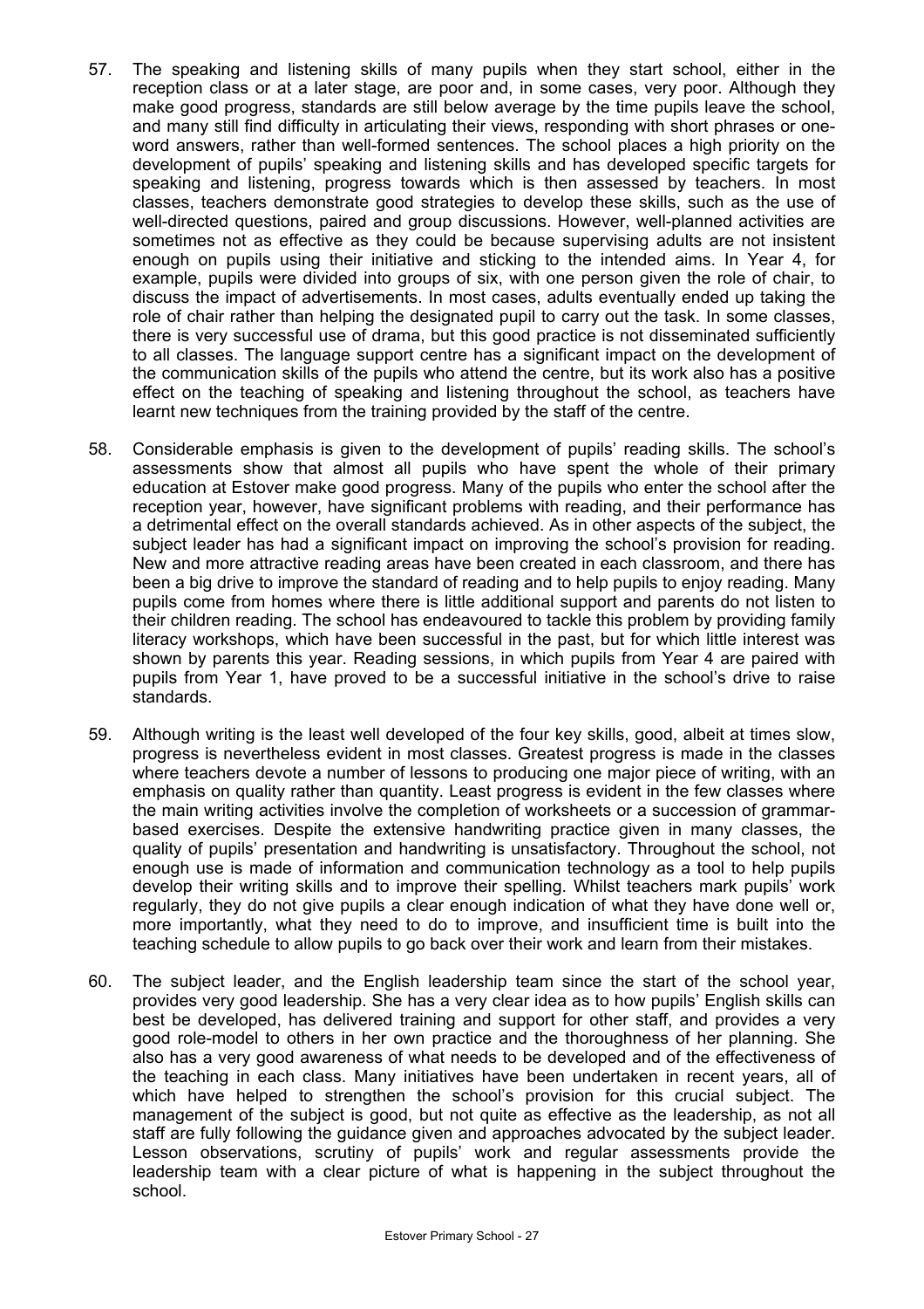57. The speaking and listening skills of many pupils when they start school, either in the reception class or at a later stage, are poor and, in some cases, very poor. Although they make good progress, standards are still below average by the time pupils leave the school, and many still find difficulty in articulating their views, responding with short phrases or one-word answers, rather than well-formed sentences. The school places a high priority on the development of pupils' speaking and listening skills and has developed specific targets for speaking and listening, progress towards which is then assessed by teachers. In most classes, teachers demonstrate good strategies to develop these skills, such as the use of well-directed questions, paired and group discussions. However, well-planned activities are sometimes not as effective as they could be because supervising adults are not insistent enough on pupils using their initiative and sticking to the intended aims. In Year 4, for example, pupils were divided into groups of six, with one person given the role of chair, to discuss the impact of advertisements. In most cases, adults eventually ended up taking the role of chair rather than helping the designated pupil to carry out the task. In some classes, there is very successful use of drama, but this good practice is not disseminated sufficiently to all classes. The language support centre has a significant impact on the development of the communication skills of the pupils who attend the centre, but its work also has a positive effect on the teaching of speaking and listening throughout the school, as teachers have learnt new techniques from the training provided by the staff of the centre.

58. Considerable emphasis is given to the development of pupils' reading skills. The school's assessments show that almost all pupils who have spent the whole of their primary education at Estover make good progress. Many of the pupils who enter the school after the reception year, however, have significant problems with reading, and their performance has a detrimental effect on the overall standards achieved. As in other aspects of the subject, the subject leader has had a significant impact on improving the school's provision for reading. New and more attractive reading areas have been created in each classroom, and there has been a big drive to improve the standard of reading and to help pupils to enjoy reading. Many pupils come from homes where there is little additional support and parents do not listen to their children reading. The school has endeavoured to tackle this problem by providing family literacy workshops, which have been successful in the past, but for which little interest was shown by parents this year. Reading sessions, in which pupils from Year 4 are paired with pupils from Year 1, have proved to be a successful initiative in the school's drive to raise standards.

59. Although writing is the least well developed of the four key skills, good, albeit at times slow, progress is nevertheless evident in most classes. Greatest progress is made in the classes where teachers devote a number of lessons to producing one major piece of writing, with an emphasis on quality rather than quantity. Least progress is evident in the few classes where the main writing activities involve the completion of worksheets or a succession of grammar-based exercises. Despite the extensive handwriting practice given in many classes, the quality of pupils' presentation and handwriting is unsatisfactory. Throughout the school, not enough use is made of information and communication technology as a tool to help pupils develop their writing skills and to improve their spelling. Whilst teachers mark pupils' work regularly, they do not give pupils a clear enough indication of what they have done well or, more importantly, what they need to do to improve, and insufficient time is built into the teaching schedule to allow pupils to go back over their work and learn from their mistakes.

60. The subject leader, and the English leadership team since the start of the school year, provides very good leadership. She has a very clear idea as to how pupils' English skills can best be developed, has delivered training and support for other staff, and provides a very good role-model to others in her own practice and the thoroughness of her planning. She also has a very good awareness of what needs to be developed and of the effectiveness of the teaching in each class. Many initiatives have been undertaken in recent years, all of which have helped to strengthen the school's provision for this crucial subject. The management of the subject is good, but not quite as effective as the leadership, as not all staff are fully following the guidance given and approaches advocated by the subject leader. Lesson observations, scrutiny of pupils' work and regular assessments provide the leadership team with a clear picture of what is happening in the subject throughout the school.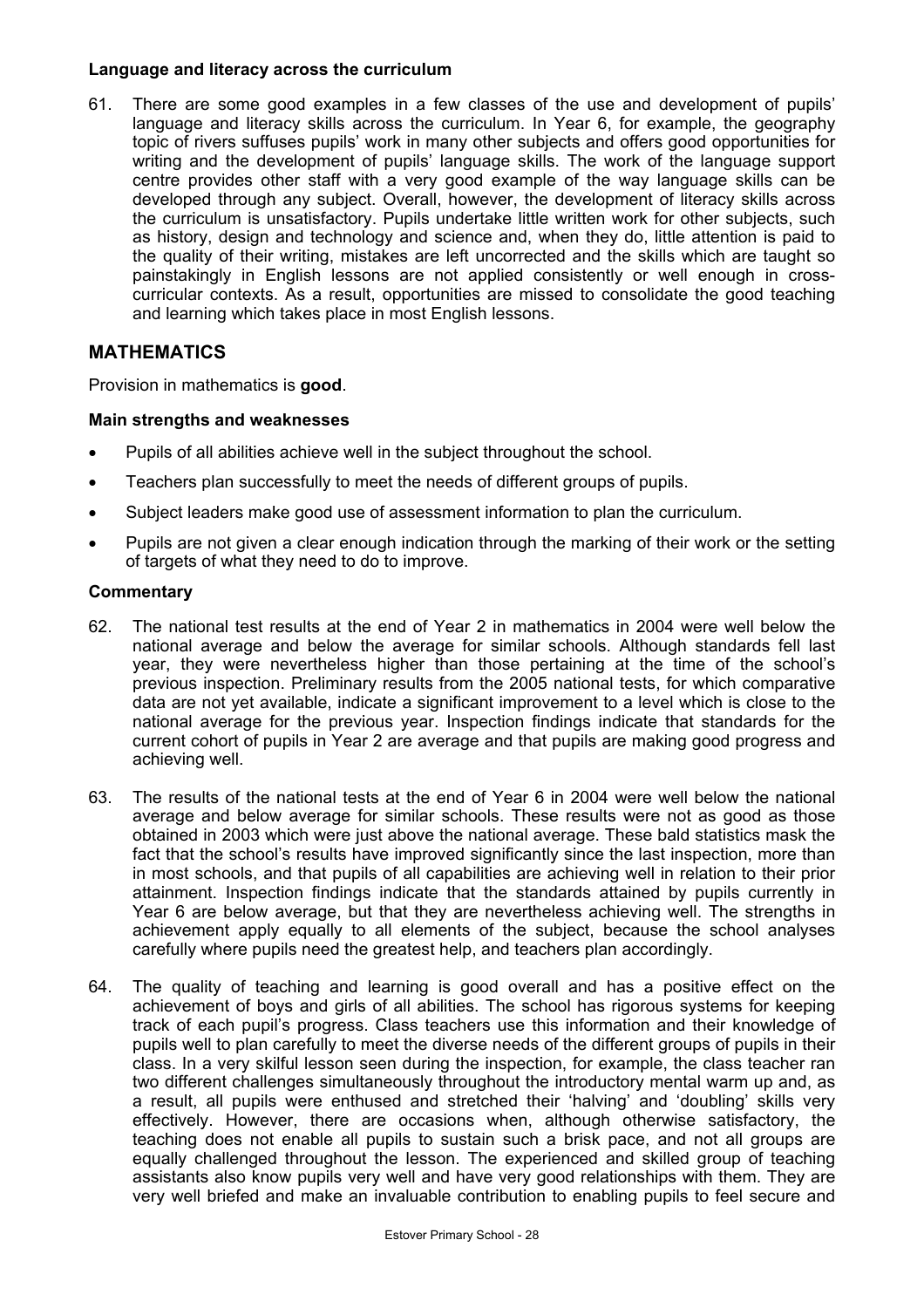#### Language and literacy across the curriculum

61. There are some good examples in a few classes of the use and development of pupils' language and literacy skills across the curriculum. In Year 6, for example, the geography topic of rivers suffuses pupils' work in many other subjects and offers good opportunities for writing and the development of pupils' language skills. The work of the language support centre provides other staff with a very good example of the way language skills can be developed through any subject. Overall, however, the development of literacy skills across the curriculum is unsatisfactory. Pupils undertake little written work for other subjects, such as history, design and technology and science and, when they do, little attention is paid to the quality of their writing, mistakes are left uncorrected and the skills which are taught so painstakingly in English lessons are not applied consistently or well enough in cross-curricular contexts. As a result, opportunities are missed to consolidate the good teaching and learning which takes place in most English lessons.

## MATHEMATICS

Provision in mathematics is **good**.

#### Main strengths and weaknesses

- Pupils of all abilities achieve well in the subject throughout the school.
- Teachers plan successfully to meet the needs of different groups of pupils.
- Subject leaders make good use of assessment information to plan the curriculum.
- Pupils are not given a clear enough indication through the marking of their work or the setting of targets of what they need to do to improve.

#### Commentary

62. The national test results at the end of Year 2 in mathematics in 2004 were well below the national average and below the average for similar schools. Although standards fell last year, they were nevertheless higher than those pertaining at the time of the school's previous inspection. Preliminary results from the 2005 national tests, for which comparative data are not yet available, indicate a significant improvement to a level which is close to the national average for the previous year. Inspection findings indicate that standards for the current cohort of pupils in Year 2 are average and that pupils are making good progress and achieving well.

63. The results of the national tests at the end of Year 6 in 2004 were well below the national average and below average for similar schools. These results were not as good as those obtained in 2003 which were just above the national average. These bald statistics mask the fact that the school's results have improved significantly since the last inspection, more than in most schools, and that pupils of all capabilities are achieving well in relation to their prior attainment. Inspection findings indicate that the standards attained by pupils currently in Year 6 are below average, but that they are nevertheless achieving well. The strengths in achievement apply equally to all elements of the subject, because the school analyses carefully where pupils need the greatest help, and teachers plan accordingly.

64. The quality of teaching and learning is good overall and has a positive effect on the achievement of boys and girls of all abilities. The school has rigorous systems for keeping track of each pupil's progress. Class teachers use this information and their knowledge of pupils well to plan carefully to meet the diverse needs of the different groups of pupils in their class. In a very skilful lesson seen during the inspection, for example, the class teacher ran two different challenges simultaneously throughout the introductory mental warm up and, as a result, all pupils were enthused and stretched their 'halving' and 'doubling' skills very effectively. However, there are occasions when, although otherwise satisfactory, the teaching does not enable all pupils to sustain such a brisk pace, and not all groups are equally challenged throughout the lesson. The experienced and skilled group of teaching assistants also know pupils very well and have very good relationships with them. They are very well briefed and make an invaluable contribution to enabling pupils to feel secure and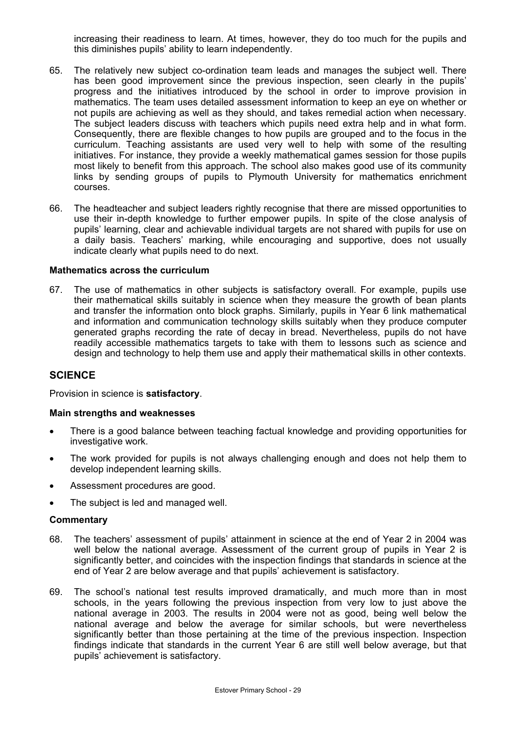increasing their readiness to learn. At times, however, they do too much for the pupils and this diminishes pupils' ability to learn independently.

65. The relatively new subject co-ordination team leads and manages the subject well. There has been good improvement since the previous inspection, seen clearly in the pupils' progress and the initiatives introduced by the school in order to improve provision in mathematics. The team uses detailed assessment information to keep an eye on whether or not pupils are achieving as well as they should, and takes remedial action when necessary. The subject leaders discuss with teachers which pupils need extra help and in what form. Consequently, there are flexible changes to how pupils are grouped and to the focus in the curriculum. Teaching assistants are used very well to help with some of the resulting initiatives. For instance, they provide a weekly mathematical games session for those pupils most likely to benefit from this approach. The school also makes good use of its community links by sending groups of pupils to Plymouth University for mathematics enrichment courses.

66. The headteacher and subject leaders rightly recognise that there are missed opportunities to use their in-depth knowledge to further empower pupils. In spite of the close analysis of pupils' learning, clear and achievable individual targets are not shared with pupils for use on a daily basis. Teachers' marking, while encouraging and supportive, does not usually indicate clearly what pupils need to do next.

**Mathematics across the curriculum**

67. The use of mathematics in other subjects is satisfactory overall. For example, pupils use their mathematical skills suitably in science when they measure the growth of bean plants and transfer the information onto block graphs. Similarly, pupils in Year 6 link mathematical and information and communication technology skills suitably when they produce computer generated graphs recording the rate of decay in bread. Nevertheless, pupils do not have readily accessible mathematics targets to take with them to lessons such as science and design and technology to help them use and apply their mathematical skills in other contexts.

## SCIENCE

Provision in science is **satisfactory**.

**Main strengths and weaknesses**

- There is a good balance between teaching factual knowledge and providing opportunities for investigative work.
- The work provided for pupils is not always challenging enough and does not help them to develop independent learning skills.
- Assessment procedures are good.
- The subject is led and managed well.

**Commentary**

68. The teachers' assessment of pupils' attainment in science at the end of Year 2 in 2004 was well below the national average. Assessment of the current group of pupils in Year 2 is significantly better, and coincides with the inspection findings that standards in science at the end of Year 2 are below average and that pupils' achievement is satisfactory.

69. The school's national test results improved dramatically, and much more than in most schools, in the years following the previous inspection from very low to just above the national average in 2003. The results in 2004 were not as good, being well below the national average and below the average for similar schools, but were nevertheless significantly better than those pertaining at the time of the previous inspection. Inspection findings indicate that standards in the current Year 6 are still well below average, but that pupils' achievement is satisfactory.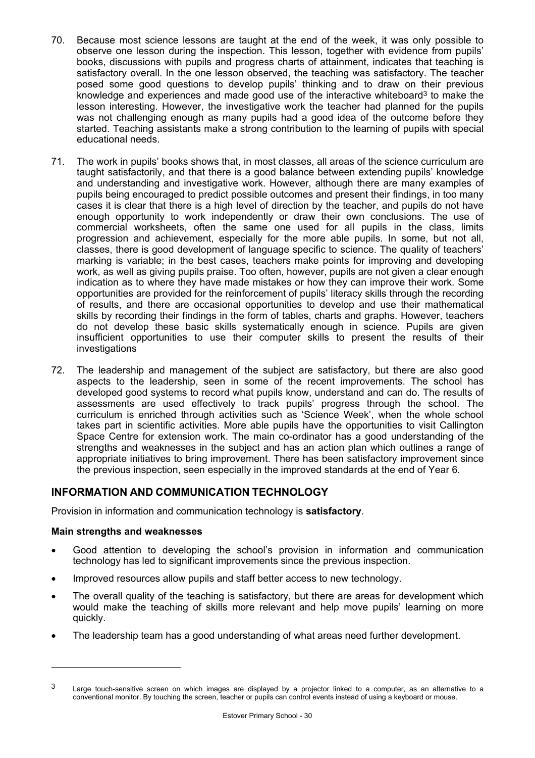70. Because most science lessons are taught at the end of the week, it was only possible to observe one lesson during the inspection. This lesson, together with evidence from pupils' books, discussions with pupils and progress charts of attainment, indicates that teaching is satisfactory overall. In the one lesson observed, the teaching was satisfactory. The teacher posed some good questions to develop pupils' thinking and to draw on their previous knowledge and experiences and made good use of the interactive whiteboard[3] to make the lesson interesting. However, the investigative work the teacher had planned for the pupils was not challenging enough as many pupils had a good idea of the outcome before they started. Teaching assistants make a strong contribution to the learning of pupils with special educational needs.

71. The work in pupils' books shows that, in most classes, all areas of the science curriculum are taught satisfactorily, and that there is a good balance between extending pupils' knowledge and understanding and investigative work. However, although there are many examples of pupils being encouraged to predict possible outcomes and present their findings, in too many cases it is clear that there is a high level of direction by the teacher, and pupils do not have enough opportunity to work independently or draw their own conclusions. The use of commercial worksheets, often the same one used for all pupils in the class, limits progression and achievement, especially for the more able pupils. In some, but not all, classes, there is good development of language specific to science. The quality of teachers' marking is variable; in the best cases, teachers make points for improving and developing work, as well as giving pupils praise. Too often, however, pupils are not given a clear enough indication as to where they have made mistakes or how they can improve their work. Some opportunities are provided for the reinforcement of pupils' literacy skills through the recording of results, and there are occasional opportunities to develop and use their mathematical skills by recording their findings in the form of tables, charts and graphs. However, teachers do not develop these basic skills systematically enough in science. Pupils are given insufficient opportunities to use their computer skills to present the results of their investigations

72. The leadership and management of the subject are satisfactory, but there are also good aspects to the leadership, seen in some of the recent improvements. The school has developed good systems to record what pupils know, understand and can do. The results of assessments are used effectively to track pupils' progress through the school. The curriculum is enriched through activities such as 'Science Week', when the whole school takes part in scientific activities. More able pupils have the opportunities to visit Callington Space Centre for extension work. The main co-ordinator has a good understanding of the strengths and weaknesses in the subject and has an action plan which outlines a range of appropriate initiatives to bring improvement. There has been satisfactory improvement since the previous inspection, seen especially in the improved standards at the end of Year 6.

## INFORMATION AND COMMUNICATION TECHNOLOGY

Provision in information and communication technology is **satisfactory**.

**Main strengths and weaknesses**

- Good attention to developing the school's provision in information and communication technology has led to significant improvements since the previous inspection.
- Improved resources allow pupils and staff better access to new technology.
- The overall quality of the teaching is satisfactory, but there are areas for development which would make the teaching of skills more relevant and help move pupils' learning on more quickly.
- The leadership team has a good understanding of what areas need further development.

---

[3] Large touch-sensitive screen on which images are displayed by a projector linked to a computer, as an alternative to a conventional monitor. By touching the screen, teacher or pupils can control events instead of using a keyboard or mouse.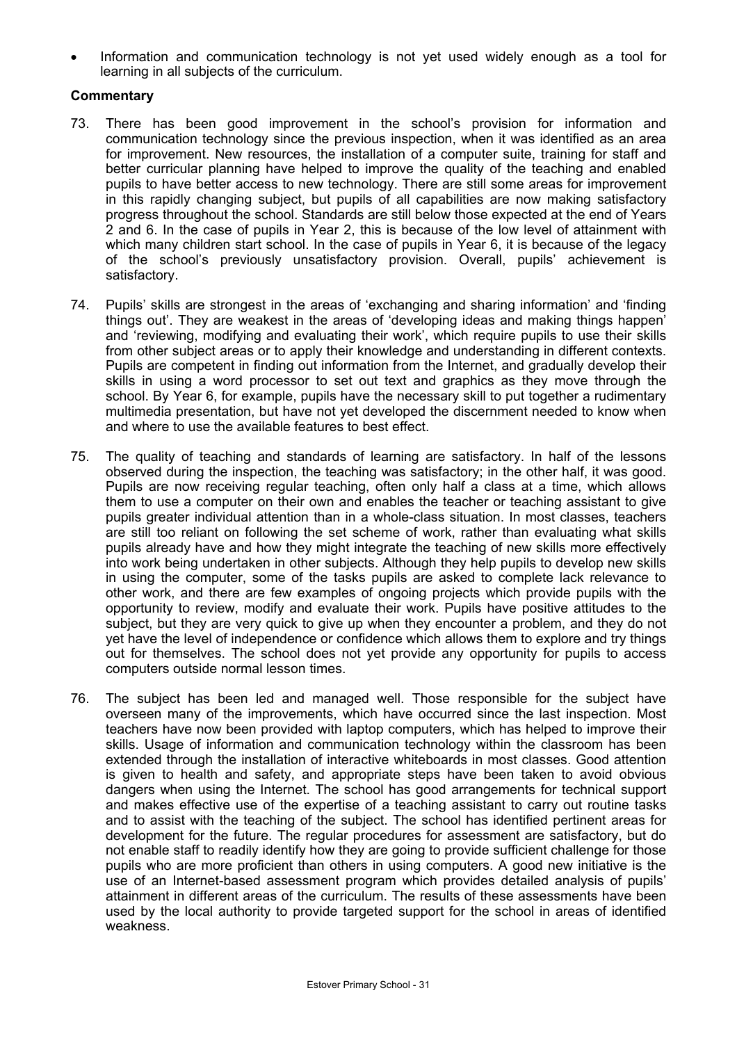- Information and communication technology is not yet used widely enough as a tool for learning in all subjects of the curriculum.

**Commentary**

73. There has been good improvement in the school's provision for information and communication technology since the previous inspection, when it was identified as an area for improvement. New resources, the installation of a computer suite, training for staff and better curricular planning have helped to improve the quality of the teaching and enabled pupils to have better access to new technology. There are still some areas for improvement in this rapidly changing subject, but pupils of all capabilities are now making satisfactory progress throughout the school. Standards are still below those expected at the end of Years 2 and 6. In the case of pupils in Year 2, this is because of the low level of attainment with which many children start school. In the case of pupils in Year 6, it is because of the legacy of the school's previously unsatisfactory provision. Overall, pupils' achievement is satisfactory.

74. Pupils' skills are strongest in the areas of 'exchanging and sharing information' and 'finding things out'. They are weakest in the areas of 'developing ideas and making things happen' and 'reviewing, modifying and evaluating their work', which require pupils to use their skills from other subject areas or to apply their knowledge and understanding in different contexts. Pupils are competent in finding out information from the Internet, and gradually develop their skills in using a word processor to set out text and graphics as they move through the school. By Year 6, for example, pupils have the necessary skill to put together a rudimentary multimedia presentation, but have not yet developed the discernment needed to know when and where to use the available features to best effect.

75. The quality of teaching and standards of learning are satisfactory. In half of the lessons observed during the inspection, the teaching was satisfactory; in the other half, it was good. Pupils are now receiving regular teaching, often only half a class at a time, which allows them to use a computer on their own and enables the teacher or teaching assistant to give pupils greater individual attention than in a whole-class situation. In most classes, teachers are still too reliant on following the set scheme of work, rather than evaluating what skills pupils already have and how they might integrate the teaching of new skills more effectively into work being undertaken in other subjects. Although they help pupils to develop new skills in using the computer, some of the tasks pupils are asked to complete lack relevance to other work, and there are few examples of ongoing projects which provide pupils with the opportunity to review, modify and evaluate their work. Pupils have positive attitudes to the subject, but they are very quick to give up when they encounter a problem, and they do not yet have the level of independence or confidence which allows them to explore and try things out for themselves. The school does not yet provide any opportunity for pupils to access computers outside normal lesson times.

76. The subject has been led and managed well. Those responsible for the subject have overseen many of the improvements, which have occurred since the last inspection. Most teachers have now been provided with laptop computers, which has helped to improve their skills. Usage of information and communication technology within the classroom has been extended through the installation of interactive whiteboards in most classes. Good attention is given to health and safety, and appropriate steps have been taken to avoid obvious dangers when using the Internet. The school has good arrangements for technical support and makes effective use of the expertise of a teaching assistant to carry out routine tasks and to assist with the teaching of the subject. The school has identified pertinent areas for development for the future. The regular procedures for assessment are satisfactory, but do not enable staff to readily identify how they are going to provide sufficient challenge for those pupils who are more proficient than others in using computers. A good new initiative is the use of an Internet-based assessment program which provides detailed analysis of pupils' attainment in different areas of the curriculum. The results of these assessments have been used by the local authority to provide targeted support for the school in areas of identified weakness.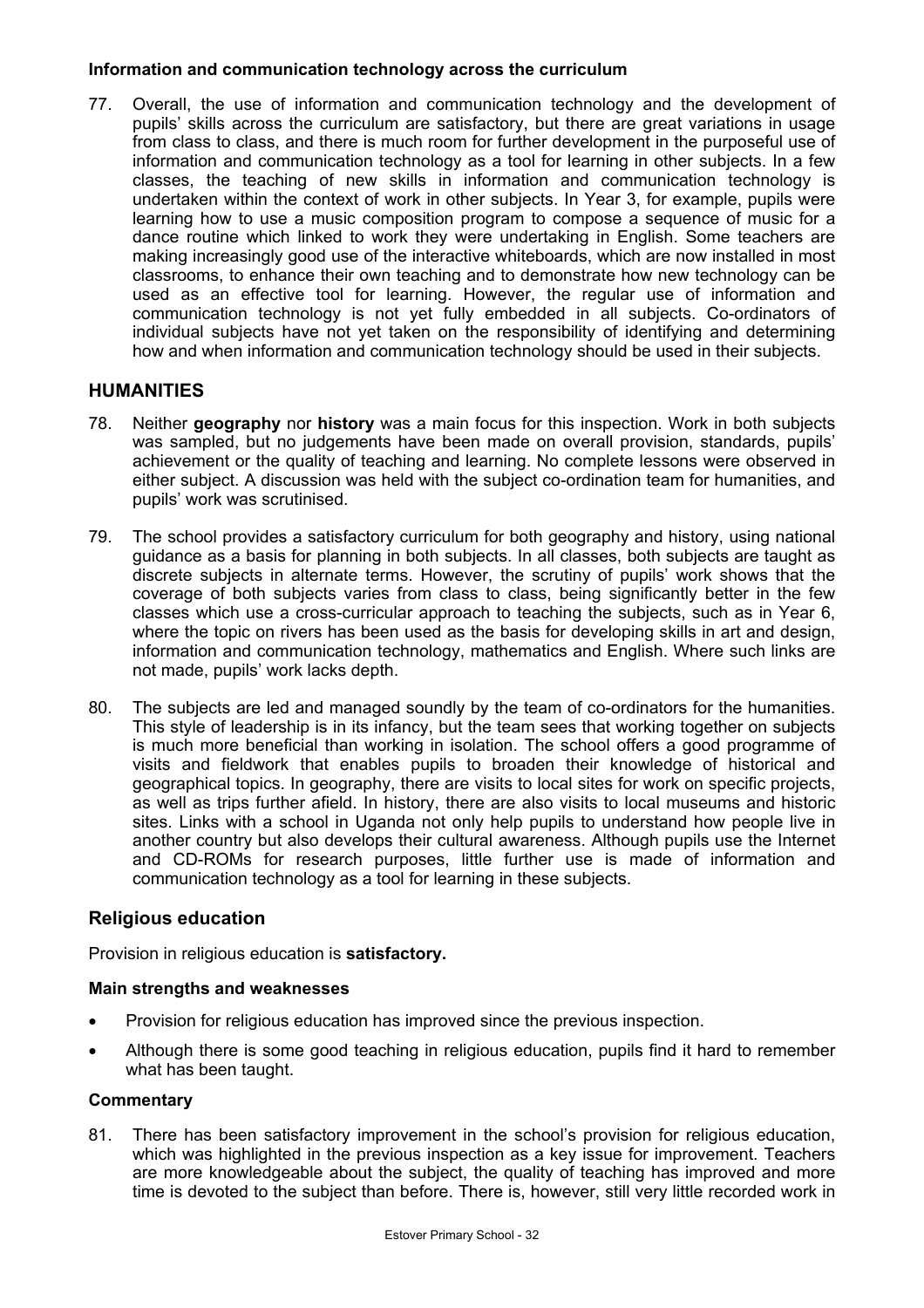**Information and communication technology across the curriculum**

77. Overall, the use of information and communication technology and the development of pupils' skills across the curriculum are satisfactory, but there are great variations in usage from class to class, and there is much room for further development in the purposeful use of information and communication technology as a tool for learning in other subjects. In a few classes, the teaching of new skills in information and communication technology is undertaken within the context of work in other subjects. In Year 3, for example, pupils were learning how to use a music composition program to compose a sequence of music for a dance routine which linked to work they were undertaking in English. Some teachers are making increasingly good use of the interactive whiteboards, which are now installed in most classrooms, to enhance their own teaching and to demonstrate how new technology can be used as an effective tool for learning. However, the regular use of information and communication technology is not yet fully embedded in all subjects. Co-ordinators of individual subjects have not yet taken on the responsibility of identifying and determining how and when information and communication technology should be used in their subjects.

## HUMANITIES

78. Neither **geography** nor **history** was a main focus for this inspection. Work in both subjects was sampled, but no judgements have been made on overall provision, standards, pupils' achievement or the quality of teaching and learning. No complete lessons were observed in either subject. A discussion was held with the subject co-ordination team for humanities, and pupils' work was scrutinised.

79. The school provides a satisfactory curriculum for both geography and history, using national guidance as a basis for planning in both subjects. In all classes, both subjects are taught as discrete subjects in alternate terms. However, the scrutiny of pupils' work shows that the coverage of both subjects varies from class to class, being significantly better in the few classes which use a cross-curricular approach to teaching the subjects, such as in Year 6, where the topic on rivers has been used as the basis for developing skills in art and design, information and communication technology, mathematics and English. Where such links are not made, pupils' work lacks depth.

80. The subjects are led and managed soundly by the team of co-ordinators for the humanities. This style of leadership is in its infancy, but the team sees that working together on subjects is much more beneficial than working in isolation. The school offers a good programme of visits and fieldwork that enables pupils to broaden their knowledge of historical and geographical topics. In geography, there are visits to local sites for work on specific projects, as well as trips further afield. In history, there are also visits to local museums and historic sites. Links with a school in Uganda not only help pupils to understand how people live in another country but also develops their cultural awareness. Although pupils use the Internet and CD-ROMs for research purposes, little further use is made of information and communication technology as a tool for learning in these subjects.

### Religious education

Provision in religious education is **satisfactory.**

**Main strengths and weaknesses**

- Provision for religious education has improved since the previous inspection.
- Although there is some good teaching in religious education, pupils find it hard to remember what has been taught.

**Commentary**

81. There has been satisfactory improvement in the school's provision for religious education, which was highlighted in the previous inspection as a key issue for improvement. Teachers are more knowledgeable about the subject, the quality of teaching has improved and more time is devoted to the subject than before. There is, however, still very little recorded work in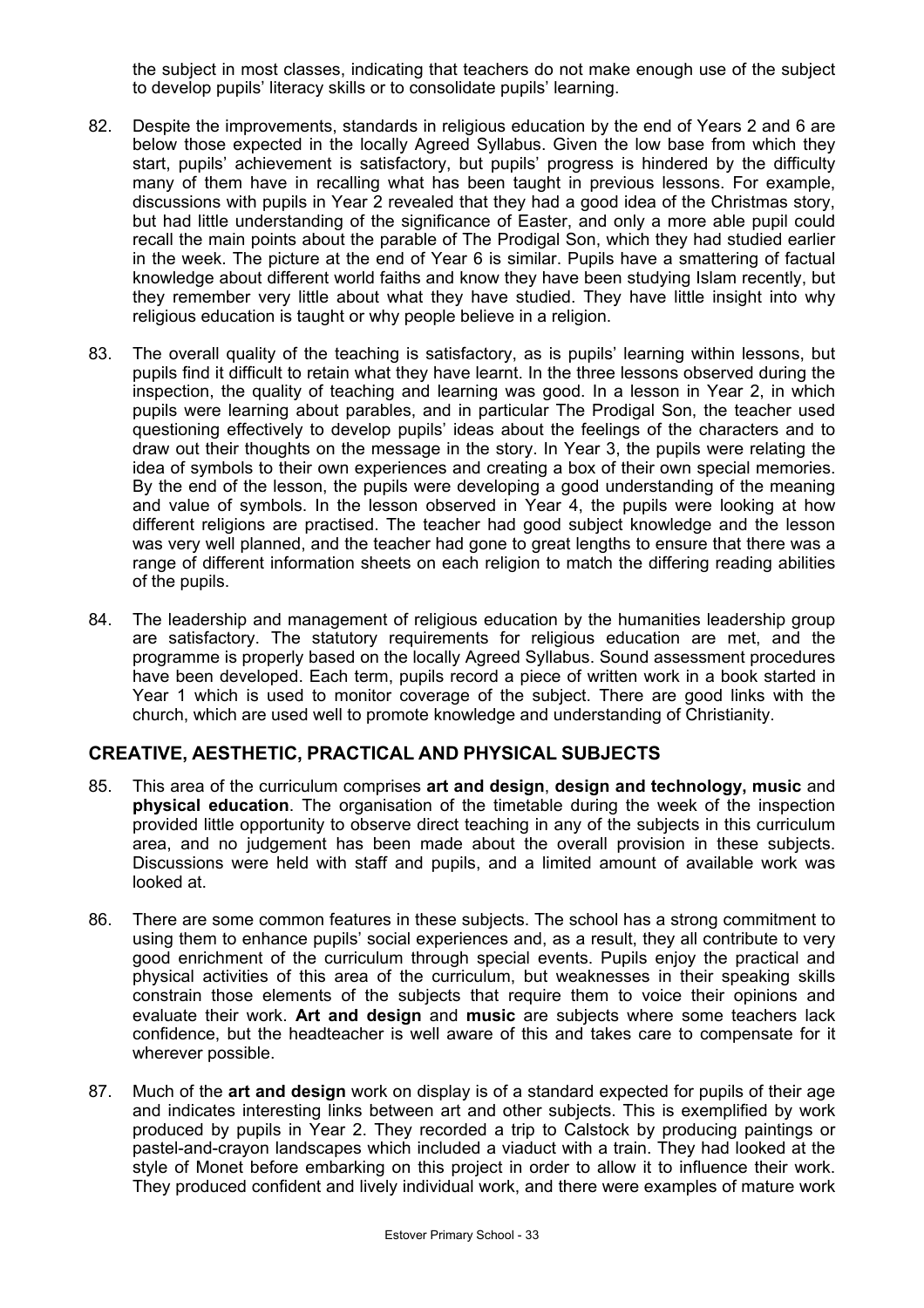the subject in most classes, indicating that teachers do not make enough use of the subject to develop pupils' literacy skills or to consolidate pupils' learning.

82. Despite the improvements, standards in religious education by the end of Years 2 and 6 are below those expected in the locally Agreed Syllabus. Given the low base from which they start, pupils' achievement is satisfactory, but pupils' progress is hindered by the difficulty many of them have in recalling what has been taught in previous lessons. For example, discussions with pupils in Year 2 revealed that they had a good idea of the Christmas story, but had little understanding of the significance of Easter, and only a more able pupil could recall the main points about the parable of The Prodigal Son, which they had studied earlier in the week. The picture at the end of Year 6 is similar. Pupils have a smattering of factual knowledge about different world faiths and know they have been studying Islam recently, but they remember very little about what they have studied. They have little insight into why religious education is taught or why people believe in a religion.

83. The overall quality of the teaching is satisfactory, as is pupils' learning within lessons, but pupils find it difficult to retain what they have learnt. In the three lessons observed during the inspection, the quality of teaching and learning was good. In a lesson in Year 2, in which pupils were learning about parables, and in particular The Prodigal Son, the teacher used questioning effectively to develop pupils' ideas about the feelings of the characters and to draw out their thoughts on the message in the story. In Year 3, the pupils were relating the idea of symbols to their own experiences and creating a box of their own special memories. By the end of the lesson, the pupils were developing a good understanding of the meaning and value of symbols. In the lesson observed in Year 4, the pupils were looking at how different religions are practised. The teacher had good subject knowledge and the lesson was very well planned, and the teacher had gone to great lengths to ensure that there was a range of different information sheets on each religion to match the differing reading abilities of the pupils.

84. The leadership and management of religious education by the humanities leadership group are satisfactory. The statutory requirements for religious education are met, and the programme is properly based on the locally Agreed Syllabus. Sound assessment procedures have been developed. Each term, pupils record a piece of written work in a book started in Year 1 which is used to monitor coverage of the subject. There are good links with the church, which are used well to promote knowledge and understanding of Christianity.

## CREATIVE, AESTHETIC, PRACTICAL AND PHYSICAL SUBJECTS

85. This area of the curriculum comprises **art and design**, **design and technology, music** and **physical education**. The organisation of the timetable during the week of the inspection provided little opportunity to observe direct teaching in any of the subjects in this curriculum area, and no judgement has been made about the overall provision in these subjects. Discussions were held with staff and pupils, and a limited amount of available work was looked at.

86. There are some common features in these subjects. The school has a strong commitment to using them to enhance pupils' social experiences and, as a result, they all contribute to very good enrichment of the curriculum through special events. Pupils enjoy the practical and physical activities of this area of the curriculum, but weaknesses in their speaking skills constrain those elements of the subjects that require them to voice their opinions and evaluate their work. **Art and design** and **music** are subjects where some teachers lack confidence, but the headteacher is well aware of this and takes care to compensate for it wherever possible.

87. Much of the **art and design** work on display is of a standard expected for pupils of their age and indicates interesting links between art and other subjects. This is exemplified by work produced by pupils in Year 2. They recorded a trip to Calstock by producing paintings or pastel-and-crayon landscapes which included a viaduct with a train. They had looked at the style of Monet before embarking on this project in order to allow it to influence their work. They produced confident and lively individual work, and there were examples of mature work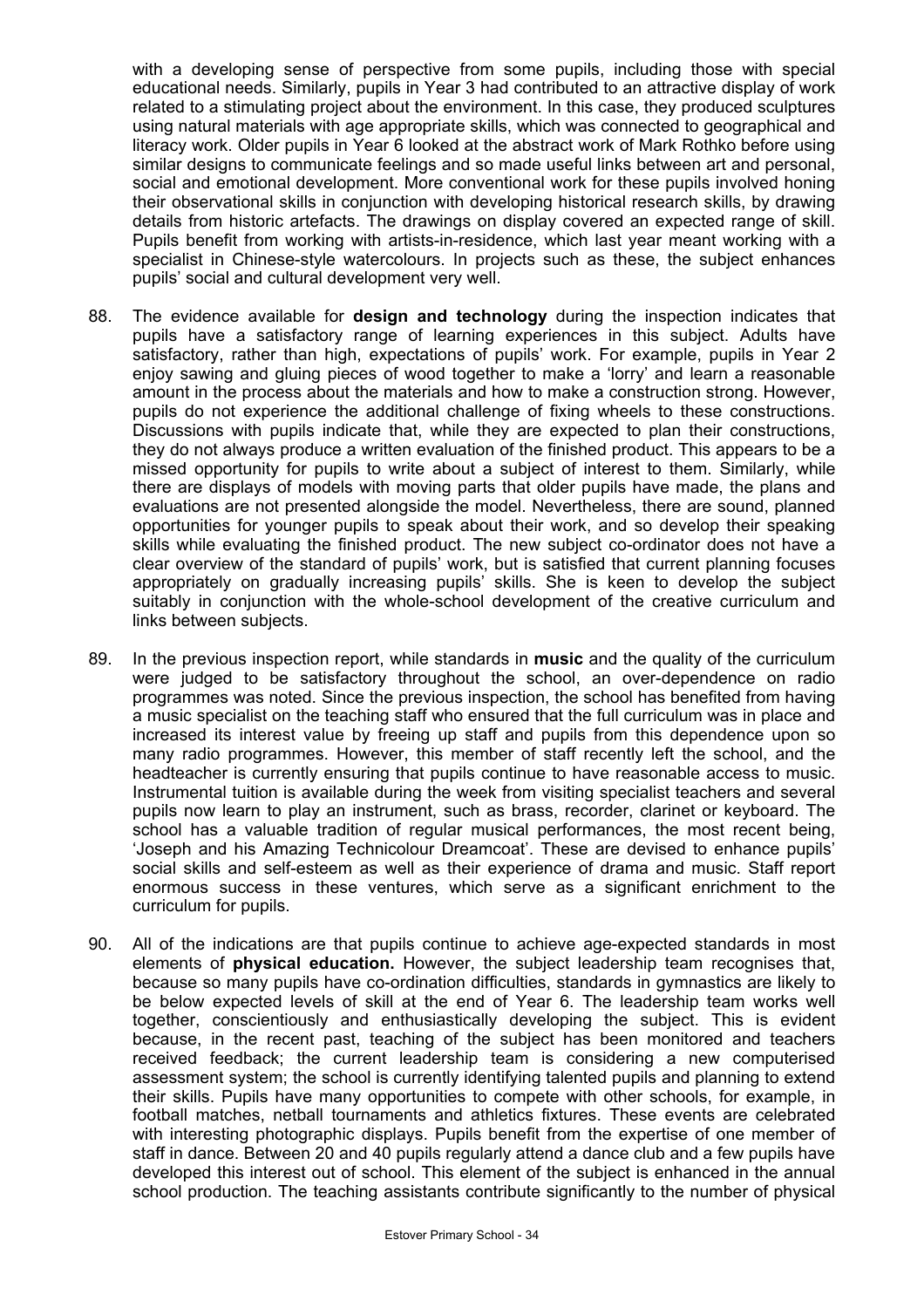with a developing sense of perspective from some pupils, including those with special educational needs. Similarly, pupils in Year 3 had contributed to an attractive display of work related to a stimulating project about the environment. In this case, they produced sculptures using natural materials with age appropriate skills, which was connected to geographical and literacy work. Older pupils in Year 6 looked at the abstract work of Mark Rothko before using similar designs to communicate feelings and so made useful links between art and personal, social and emotional development. More conventional work for these pupils involved honing their observational skills in conjunction with developing historical research skills, by drawing details from historic artefacts. The drawings on display covered an expected range of skill. Pupils benefit from working with artists-in-residence, which last year meant working with a specialist in Chinese-style watercolours. In projects such as these, the subject enhances pupils' social and cultural development very well.

88. The evidence available for **design and technology** during the inspection indicates that pupils have a satisfactory range of learning experiences in this subject. Adults have satisfactory, rather than high, expectations of pupils' work. For example, pupils in Year 2 enjoy sawing and gluing pieces of wood together to make a 'lorry' and learn a reasonable amount in the process about the materials and how to make a construction strong. However, pupils do not experience the additional challenge of fixing wheels to these constructions. Discussions with pupils indicate that, while they are expected to plan their constructions, they do not always produce a written evaluation of the finished product. This appears to be a missed opportunity for pupils to write about a subject of interest to them. Similarly, while there are displays of models with moving parts that older pupils have made, the plans and evaluations are not presented alongside the model. Nevertheless, there are sound, planned opportunities for younger pupils to speak about their work, and so develop their speaking skills while evaluating the finished product. The new subject co-ordinator does not have a clear overview of the standard of pupils' work, but is satisfied that current planning focuses appropriately on gradually increasing pupils' skills. She is keen to develop the subject suitably in conjunction with the whole-school development of the creative curriculum and links between subjects.

89. In the previous inspection report, while standards in **music** and the quality of the curriculum were judged to be satisfactory throughout the school, an over-dependence on radio programmes was noted. Since the previous inspection, the school has benefited from having a music specialist on the teaching staff who ensured that the full curriculum was in place and increased its interest value by freeing up staff and pupils from this dependence upon so many radio programmes. However, this member of staff recently left the school, and the headteacher is currently ensuring that pupils continue to have reasonable access to music. Instrumental tuition is available during the week from visiting specialist teachers and several pupils now learn to play an instrument, such as brass, recorder, clarinet or keyboard. The school has a valuable tradition of regular musical performances, the most recent being, 'Joseph and his Amazing Technicolour Dreamcoat'. These are devised to enhance pupils' social skills and self-esteem as well as their experience of drama and music. Staff report enormous success in these ventures, which serve as a significant enrichment to the curriculum for pupils.

90. All of the indications are that pupils continue to achieve age-expected standards in most elements of **physical education.** However, the subject leadership team recognises that, because so many pupils have co-ordination difficulties, standards in gymnastics are likely to be below expected levels of skill at the end of Year 6. The leadership team works well together, conscientiously and enthusiastically developing the subject. This is evident because, in the recent past, teaching of the subject has been monitored and teachers received feedback; the current leadership team is considering a new computerised assessment system; the school is currently identifying talented pupils and planning to extend their skills. Pupils have many opportunities to compete with other schools, for example, in football matches, netball tournaments and athletics fixtures. These events are celebrated with interesting photographic displays. Pupils benefit from the expertise of one member of staff in dance. Between 20 and 40 pupils regularly attend a dance club and a few pupils have developed this interest out of school. This element of the subject is enhanced in the annual school production. The teaching assistants contribute significantly to the number of physical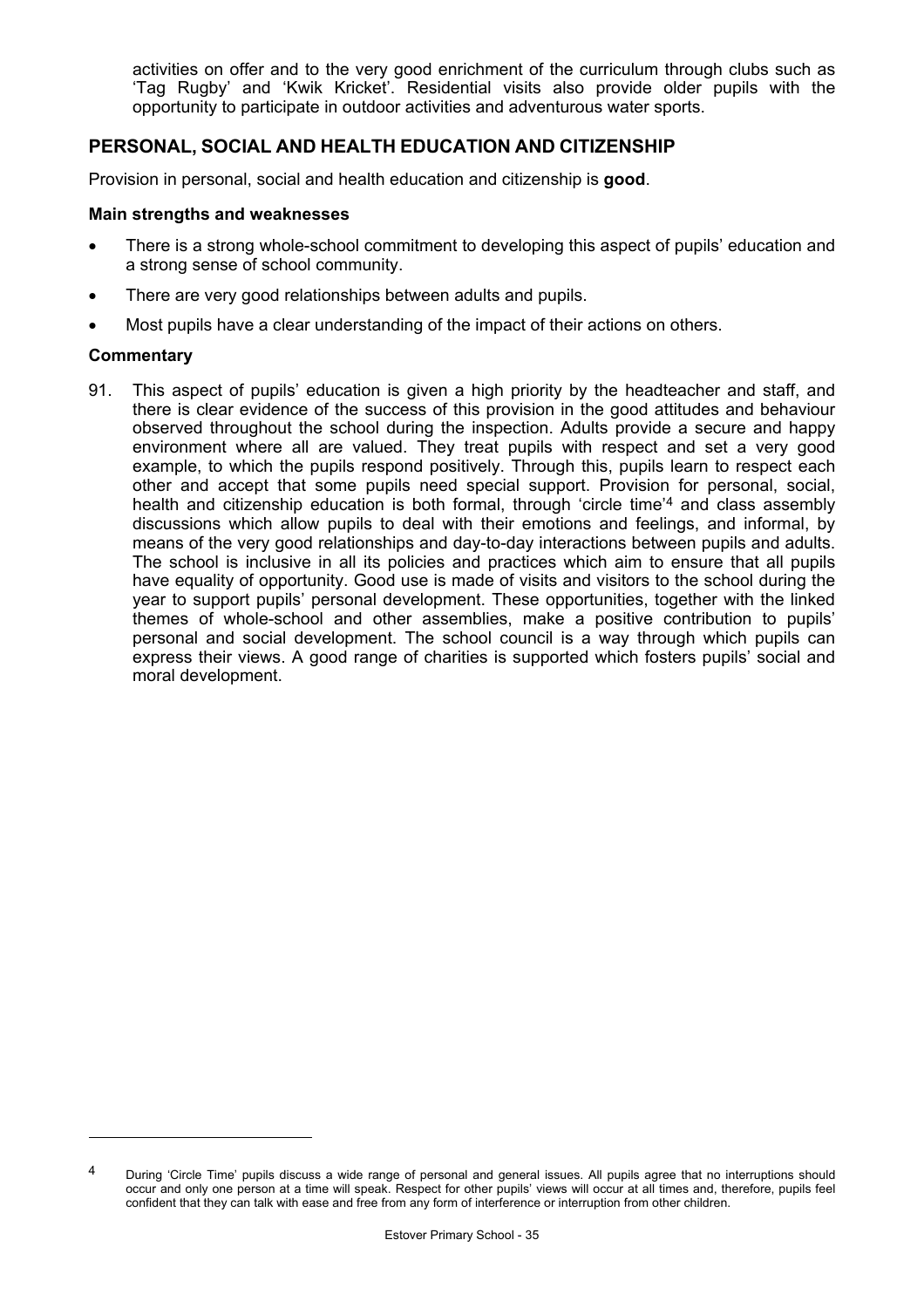activities on offer and to the very good enrichment of the curriculum through clubs such as 'Tag Rugby' and 'Kwik Kricket'. Residential visits also provide older pupils with the opportunity to participate in outdoor activities and adventurous water sports.

## PERSONAL, SOCIAL AND HEALTH EDUCATION AND CITIZENSHIP

Provision in personal, social and health education and citizenship is **good**.

### Main strengths and weaknesses

- There is a strong whole-school commitment to developing this aspect of pupils' education and a strong sense of school community.
- There are very good relationships between adults and pupils.
- Most pupils have a clear understanding of the impact of their actions on others.

### Commentary

91. This aspect of pupils' education is given a high priority by the headteacher and staff, and there is clear evidence of the success of this provision in the good attitudes and behaviour observed throughout the school during the inspection. Adults provide a secure and happy environment where all are valued. They treat pupils with respect and set a very good example, to which the pupils respond positively. Through this, pupils learn to respect each other and accept that some pupils need special support. Provision for personal, social, health and citizenship education is both formal, through 'circle time'[4] and class assembly discussions which allow pupils to deal with their emotions and feelings, and informal, by means of the very good relationships and day-to-day interactions between pupils and adults. The school is inclusive in all its policies and practices which aim to ensure that all pupils have equality of opportunity. Good use is made of visits and visitors to the school during the year to support pupils' personal development. These opportunities, together with the linked themes of whole-school and other assemblies, make a positive contribution to pupils' personal and social development. The school council is a way through which pupils can express their views. A good range of charities is supported which fosters pupils' social and moral development.

---

[4] During 'Circle Time' pupils discuss a wide range of personal and general issues. All pupils agree that no interruptions should occur and only one person at a time will speak. Respect for other pupils' views will occur at all times and, therefore, pupils feel confident that they can talk with ease and free from any form of interference or interruption from other children.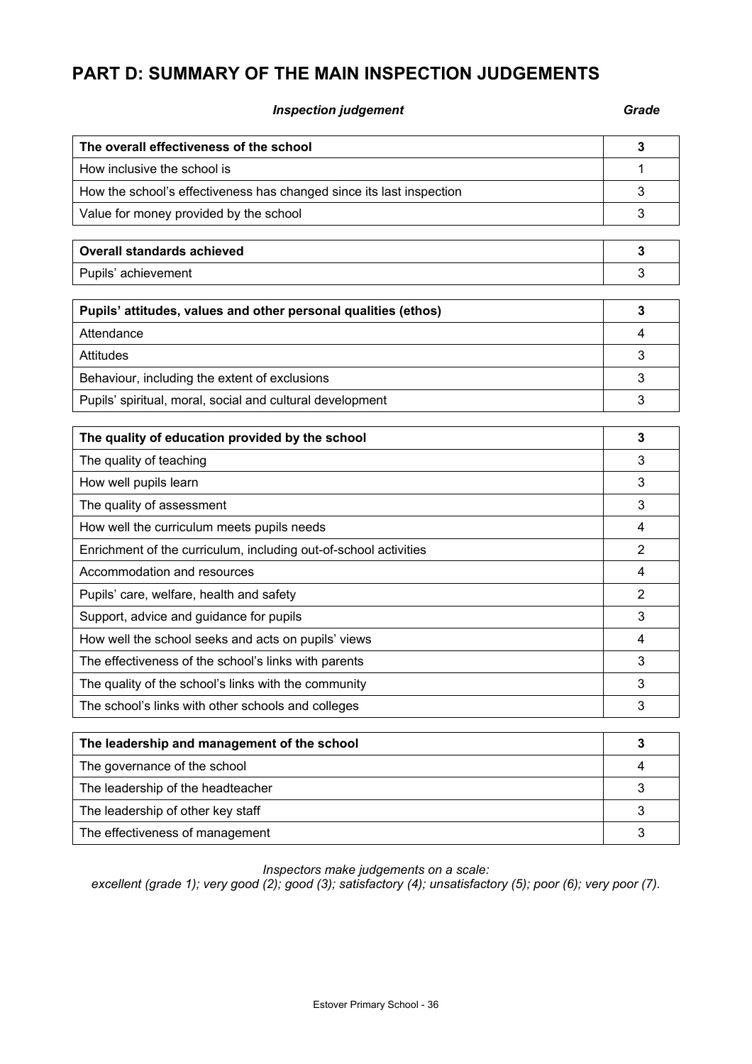# PART D: SUMMARY OF THE MAIN INSPECTION JUDGEMENTS

| ***Inspection judgement*** | ***Grade*** |
|---|---|
| **The overall effectiveness of the school** | **3** |
| How inclusive the school is | 1 |
| How the school's effectiveness has changed since its last inspection | 3 |
| Value for money provided by the school | 3 |
| **Overall standards achieved** | **3** |
| Pupils' achievement | 3 |
| **Pupils' attitudes, values and other personal qualities (ethos)** | **3** |
| Attendance | 4 |
| Attitudes | 3 |
| Behaviour, including the extent of exclusions | 3 |
| Pupils' spiritual, moral, social and cultural development | 3 |
| **The quality of education provided by the school** | **3** |
| The quality of teaching | 3 |
| How well pupils learn | 3 |
| The quality of assessment | 3 |
| How well the curriculum meets pupils needs | 4 |
| Enrichment of the curriculum, including out-of-school activities | 2 |
| Accommodation and resources | 4 |
| Pupils' care, welfare, health and safety | 2 |
| Support, advice and guidance for pupils | 3 |
| How well the school seeks and acts on pupils' views | 4 |
| The effectiveness of the school's links with parents | 3 |
| The quality of the school's links with the community | 3 |
| The school's links with other schools and colleges | 3 |
| **The leadership and management of the school** | **3** |
| The governance of the school | 4 |
| The leadership of the headteacher | 3 |
| The leadership of other key staff | 3 |
| The effectiveness of management | 3 |

*Inspectors make judgements on a scale:*
*excellent (grade 1); very good (2); good (3); satisfactory (4); unsatisfactory (5); poor (6); very poor (7).*